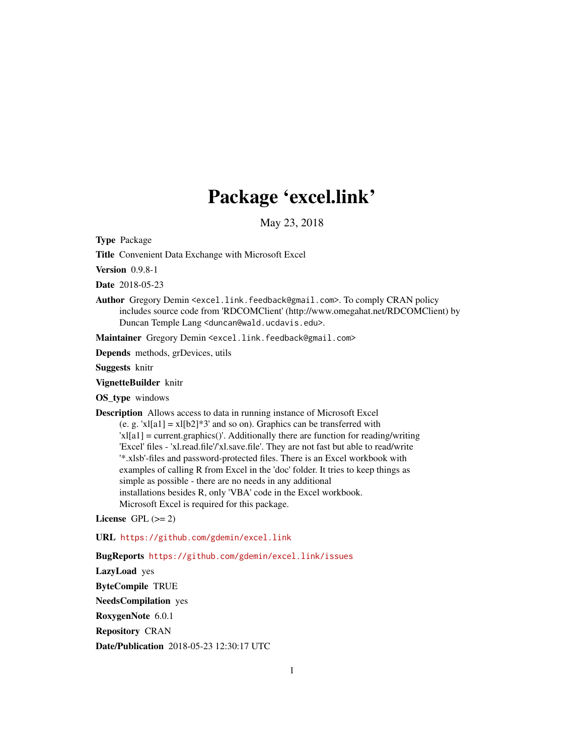# Package 'excel.link'

May 23, 2018

**Type** Package

**Title** Convenient Data Exchange with Microsoft Excel

**Version** 0.9.8-1

**Date** 2018-05-23

**Author** Gregory Demin <excel.link.feedback@gmail.com>. To comply CRAN policy includes source code from 'RDCOMClient' (http://www.omegahat.net/RDCOMClient) by Duncan Temple Lang <duncan@wald.ucdavis.edu>.

**Maintainer** Gregory Demin <excel.link.feedback@gmail.com>

**Depends** methods, grDevices, utils

**Suggests** knitr

**VignetteBuilder** knitr

**OS_type** windows

**Description** Allows access to data in running instance of Microsoft Excel (e. g. 'xl[a1] = xl[b2]*3' and so on). Graphics can be transferred with 'xl[a1] = current.graphics()'. Additionally there are function for reading/writing 'Excel' files - 'xl.read.file'/'xl.save.file'. They are not fast but able to read/write '*.xlsb'-files and password-protected files. There is an Excel workbook with examples of calling R from Excel in the 'doc' folder. It tries to keep things as simple as possible - there are no needs in any additional installations besides R, only 'VBA' code in the Excel workbook. Microsoft Excel is required for this package.

**License** GPL (>= 2)

**URL** https://github.com/gdemin/excel.link

**BugReports** https://github.com/gdemin/excel.link/issues

**LazyLoad** yes

**ByteCompile** TRUE

**NeedsCompilation** yes

**RoxygenNote** 6.0.1

**Repository** CRAN

**Date/Publication** 2018-05-23 12:30:17 UTC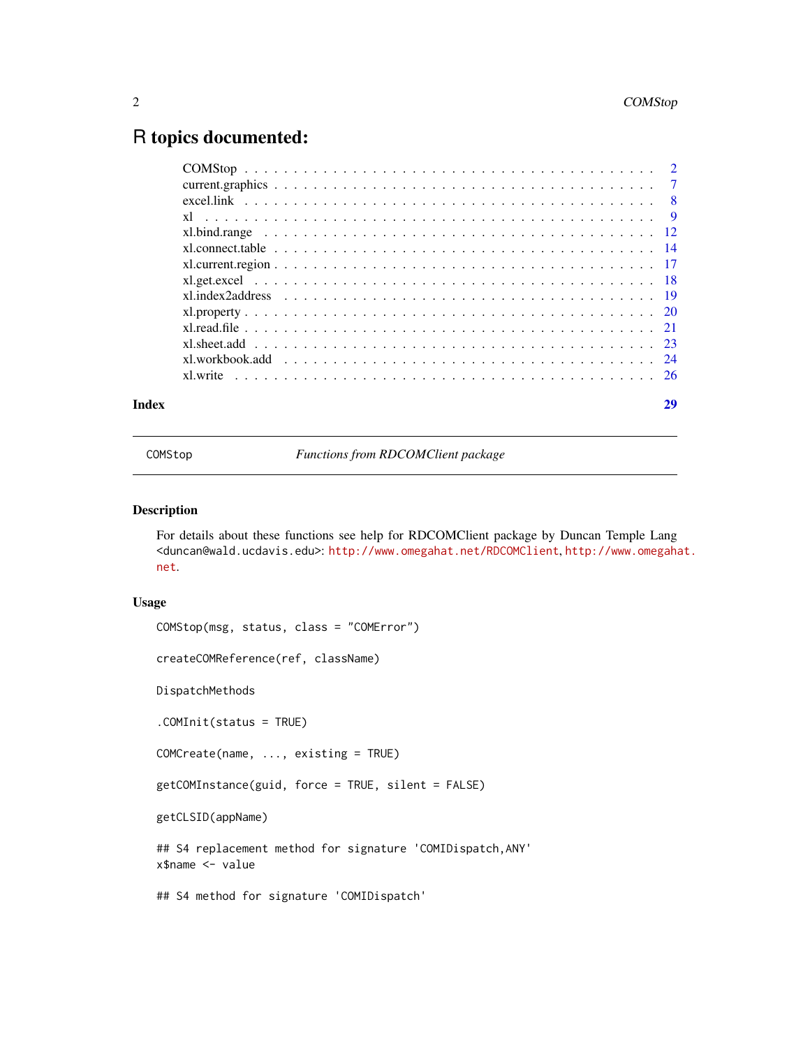# R topics documented:

| | |
|---|---|
| COMStop | 2 |
| current.graphics | 7 |
| excel.link | 8 |
| xl | 9 |
| xl.bind.range | 12 |
| xl.connect.table | 14 |
| xl.current.region | 17 |
| xl.get.excel | 18 |
| xl.index2address | 19 |
| xl.property | 20 |
| xl.read.file | 21 |
| xl.sheet.add | 23 |
| xl.workbook.add | 24 |
| xl.write | 26 |
| **Index** | **29** |

---

COMStop — *Functions from RDCOMClient package*

---

## Description

For details about these functions see help for RDCOMClient package by Duncan Temple Lang <duncan@wald.ucdavis.edu>: http://www.omegahat.net/RDCOMClient, http://www.omegahat.net.

## Usage

```
COMStop(msg, status, class = "COMError")

createCOMReference(ref, className)

DispatchMethods

.COMInit(status = TRUE)

COMCreate(name, ..., existing = TRUE)

getCOMInstance(guid, force = TRUE, silent = FALSE)

getCLSID(appName)

## S4 replacement method for signature 'COMIDispatch,ANY'
x$name <- value

## S4 method for signature 'COMIDispatch'
```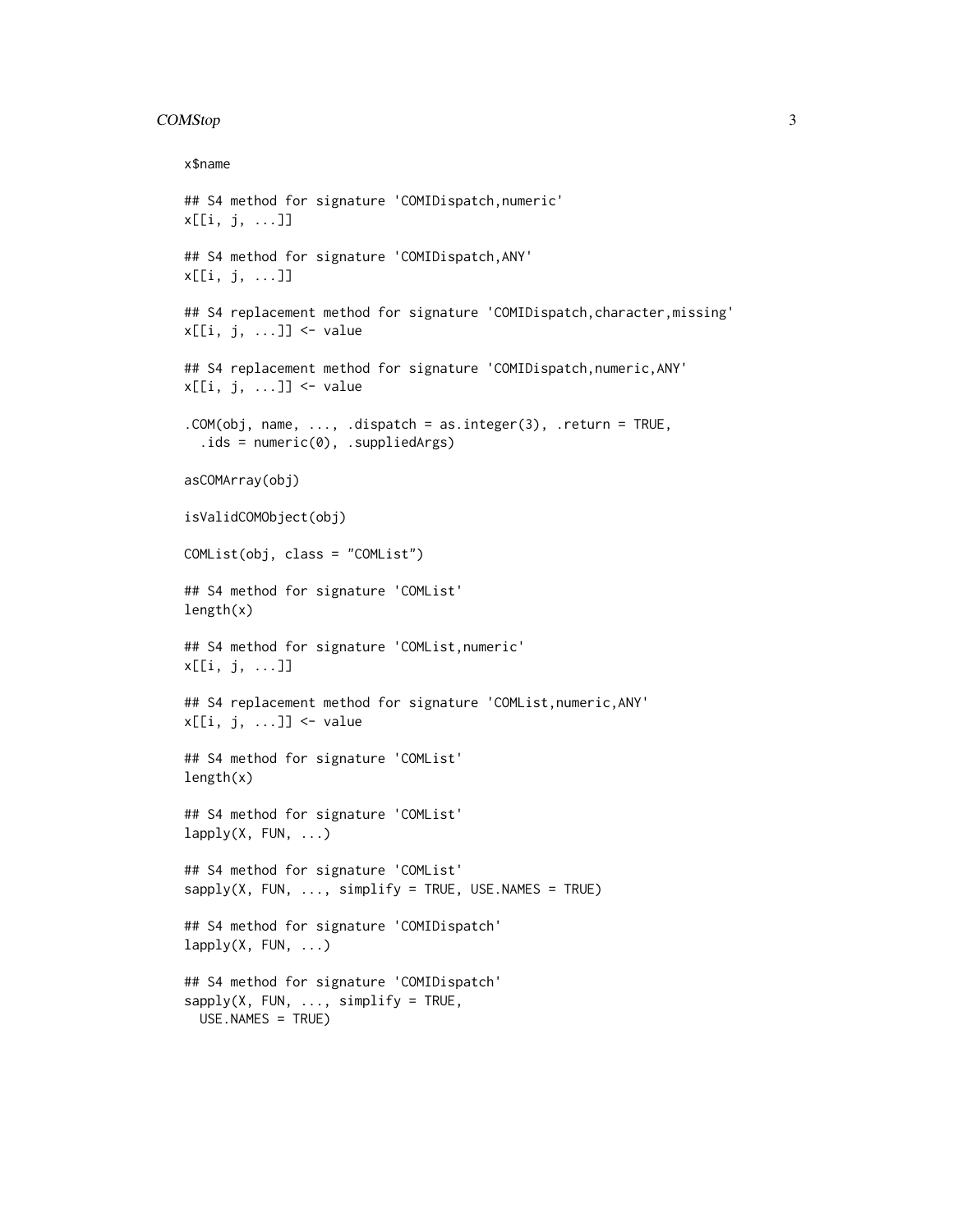```
x$name

## S4 method for signature 'COMIDispatch,numeric'
x[[i, j, ...]]

## S4 method for signature 'COMIDispatch,ANY'
x[[i, j, ...]]

## S4 replacement method for signature 'COMIDispatch,character,missing'
x[[i, j, ...]] <- value

## S4 replacement method for signature 'COMIDispatch,numeric,ANY'
x[[i, j, ...]] <- value

.COM(obj, name, ..., .dispatch = as.integer(3), .return = TRUE,
  .ids = numeric(0), .suppliedArgs)

asCOMArray(obj)

isValidCOMObject(obj)

COMList(obj, class = "COMList")

## S4 method for signature 'COMList'
length(x)

## S4 method for signature 'COMList,numeric'
x[[i, j, ...]]

## S4 replacement method for signature 'COMList,numeric,ANY'
x[[i, j, ...]] <- value

## S4 method for signature 'COMList'
length(x)

## S4 method for signature 'COMList'
lapply(X, FUN, ...)

## S4 method for signature 'COMList'
sapply(X, FUN, ..., simplify = TRUE, USE.NAMES = TRUE)

## S4 method for signature 'COMIDispatch'
lapply(X, FUN, ...)

## S4 method for signature 'COMIDispatch'
sapply(X, FUN, ..., simplify = TRUE,
  USE.NAMES = TRUE)
```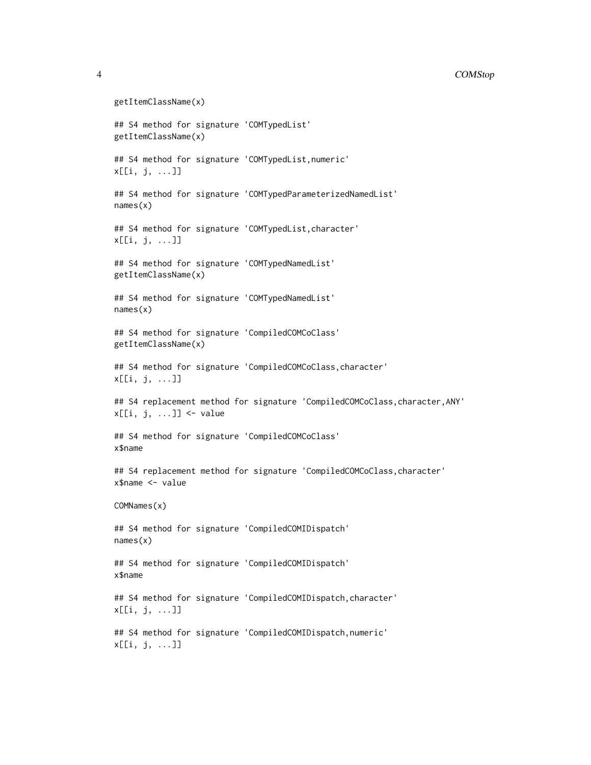```
getItemClassName(x)

## S4 method for signature 'COMTypedList'
getItemClassName(x)

## S4 method for signature 'COMTypedList,numeric'
x[[i, j, ...]]

## S4 method for signature 'COMTypedParameterizedNamedList'
names(x)

## S4 method for signature 'COMTypedList,character'
x[[i, j, ...]]

## S4 method for signature 'COMTypedNamedList'
getItemClassName(x)

## S4 method for signature 'COMTypedNamedList'
names(x)

## S4 method for signature 'CompiledCOMCoClass'
getItemClassName(x)

## S4 method for signature 'CompiledCOMCoClass,character'
x[[i, j, ...]]

## S4 replacement method for signature 'CompiledCOMCoClass,character,ANY'
x[[i, j, ...]] <- value

## S4 method for signature 'CompiledCOMCoClass'
x$name

## S4 replacement method for signature 'CompiledCOMCoClass,character'
x$name <- value

COMNames(x)

## S4 method for signature 'CompiledCOMIDispatch'
names(x)

## S4 method for signature 'CompiledCOMIDispatch'
x$name

## S4 method for signature 'CompiledCOMIDispatch,character'
x[[i, j, ...]]

## S4 method for signature 'CompiledCOMIDispatch,numeric'
x[[i, j, ...]]
```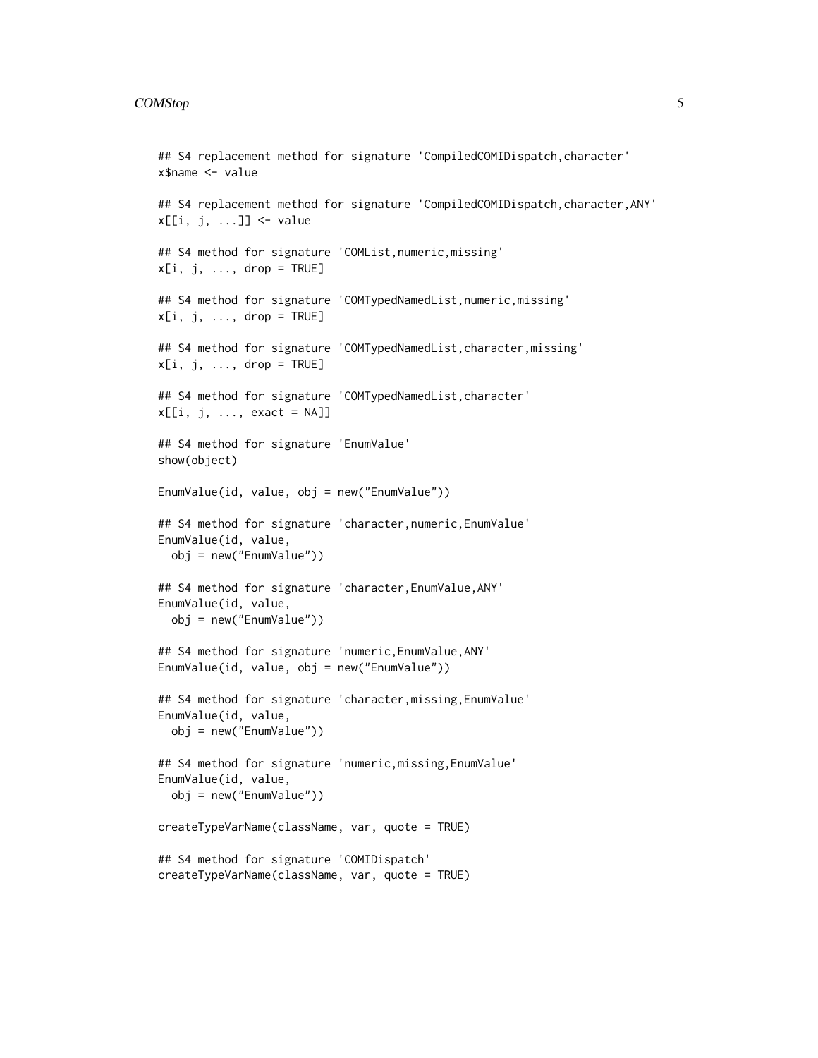```
## S4 replacement method for signature 'CompiledCOMIDispatch,character'
x$name <- value

## S4 replacement method for signature 'CompiledCOMIDispatch,character,ANY'
x[[i, j, ...]] <- value

## S4 method for signature 'COMList,numeric,missing'
x[i, j, ..., drop = TRUE]

## S4 method for signature 'COMTypedNamedList,numeric,missing'
x[i, j, ..., drop = TRUE]

## S4 method for signature 'COMTypedNamedList,character,missing'
x[i, j, ..., drop = TRUE]

## S4 method for signature 'COMTypedNamedList,character'
x[[i, j, ..., exact = NA]]

## S4 method for signature 'EnumValue'
show(object)

EnumValue(id, value, obj = new("EnumValue"))

## S4 method for signature 'character,numeric,EnumValue'
EnumValue(id, value,
  obj = new("EnumValue"))

## S4 method for signature 'character,EnumValue,ANY'
EnumValue(id, value,
  obj = new("EnumValue"))

## S4 method for signature 'numeric,EnumValue,ANY'
EnumValue(id, value, obj = new("EnumValue"))

## S4 method for signature 'character,missing,EnumValue'
EnumValue(id, value,
  obj = new("EnumValue"))

## S4 method for signature 'numeric,missing,EnumValue'
EnumValue(id, value,
  obj = new("EnumValue"))

createTypeVarName(className, var, quote = TRUE)

## S4 method for signature 'COMIDispatch'
createTypeVarName(className, var, quote = TRUE)
```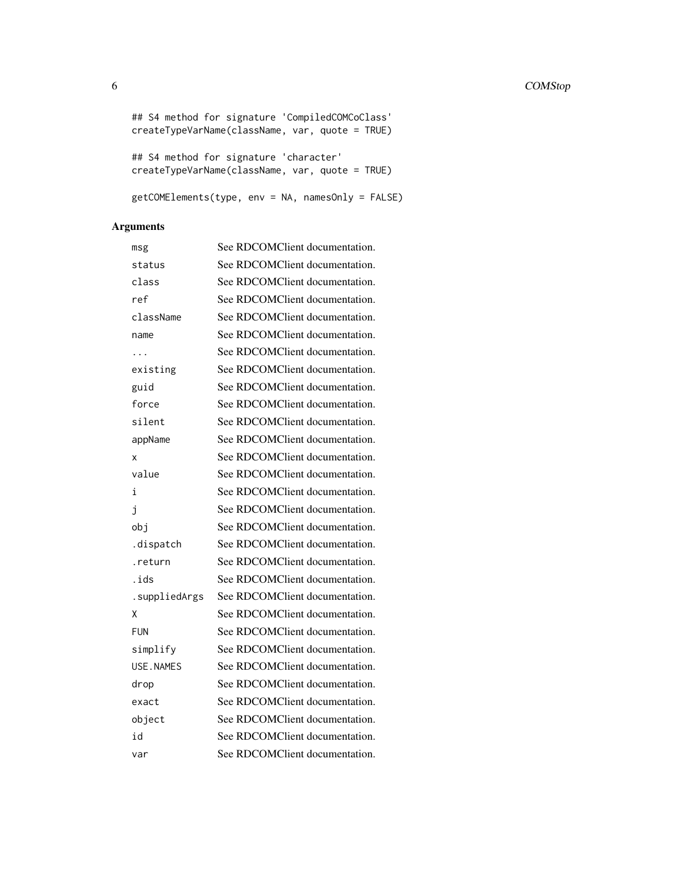```
## S4 method for signature 'CompiledCOMCoClass'
createTypeVarName(className, var, quote = TRUE)

## S4 method for signature 'character'
createTypeVarName(className, var, quote = TRUE)

getCOMElements(type, env = NA, namesOnly = FALSE)
```

## Arguments

| | |
|---|---|
| `msg` | See RDCOMClient documentation. |
| `status` | See RDCOMClient documentation. |
| `class` | See RDCOMClient documentation. |
| `ref` | See RDCOMClient documentation. |
| `className` | See RDCOMClient documentation. |
| `name` | See RDCOMClient documentation. |
| `...` | See RDCOMClient documentation. |
| `existing` | See RDCOMClient documentation. |
| `guid` | See RDCOMClient documentation. |
| `force` | See RDCOMClient documentation. |
| `silent` | See RDCOMClient documentation. |
| `appName` | See RDCOMClient documentation. |
| `x` | See RDCOMClient documentation. |
| `value` | See RDCOMClient documentation. |
| `i` | See RDCOMClient documentation. |
| `j` | See RDCOMClient documentation. |
| `obj` | See RDCOMClient documentation. |
| `.dispatch` | See RDCOMClient documentation. |
| `.return` | See RDCOMClient documentation. |
| `.ids` | See RDCOMClient documentation. |
| `.suppliedArgs` | See RDCOMClient documentation. |
| `X` | See RDCOMClient documentation. |
| `FUN` | See RDCOMClient documentation. |
| `simplify` | See RDCOMClient documentation. |
| `USE.NAMES` | See RDCOMClient documentation. |
| `drop` | See RDCOMClient documentation. |
| `exact` | See RDCOMClient documentation. |
| `object` | See RDCOMClient documentation. |
| `id` | See RDCOMClient documentation. |
| `var` | See RDCOMClient documentation. |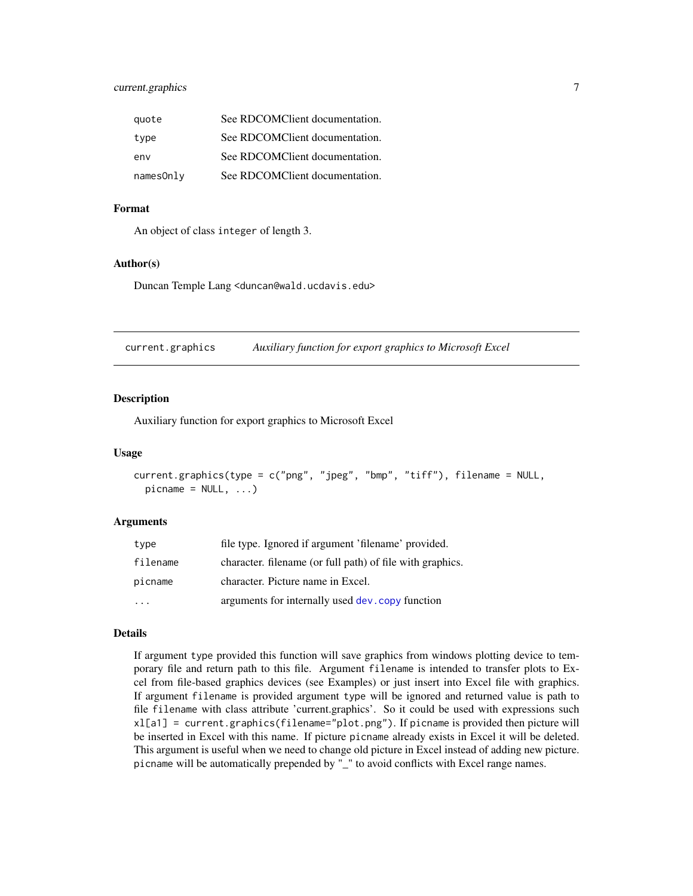| | |
|---|---|
| quote | See RDCOMClient documentation. |
| type | See RDCOMClient documentation. |
| env | See RDCOMClient documentation. |
| namesOnly | See RDCOMClient documentation. |

### Format

An object of class `integer` of length 3.

### Author(s)

Duncan Temple Lang <duncan@wald.ucdavis.edu>

---

## current.graphics — *Auxiliary function for export graphics to Microsoft Excel*

---

### Description

Auxiliary function for export graphics to Microsoft Excel

### Usage

```
current.graphics(type = c("png", "jpeg", "bmp", "tiff"), filename = NULL,
  picname = NULL, ...)
```

### Arguments

| | |
|---|---|
| type | file type. Ignored if argument 'filename' provided. |
| filename | character. filename (or full path) of file with graphics. |
| picname | character. Picture name in Excel. |
| ... | arguments for internally used `dev.copy` function |

### Details

If argument `type` provided this function will save graphics from windows plotting device to temporary file and return path to this file. Argument `filename` is intended to transfer plots to Excel from file-based graphics devices (see Examples) or just insert into Excel file with graphics. If argument `filename` is provided argument `type` will be ignored and returned value is path to file `filename` with class attribute 'current.graphics'. So it could be used with expressions such `xl[a1] = current.graphics(filename="plot.png")`. If `picname` is provided then picture will be inserted in Excel with this name. If picture `picname` already exists in Excel it will be deleted. This argument is useful when we need to change old picture in Excel instead of adding new picture. `picname` will be automatically prepended by "_" to avoid conflicts with Excel range names.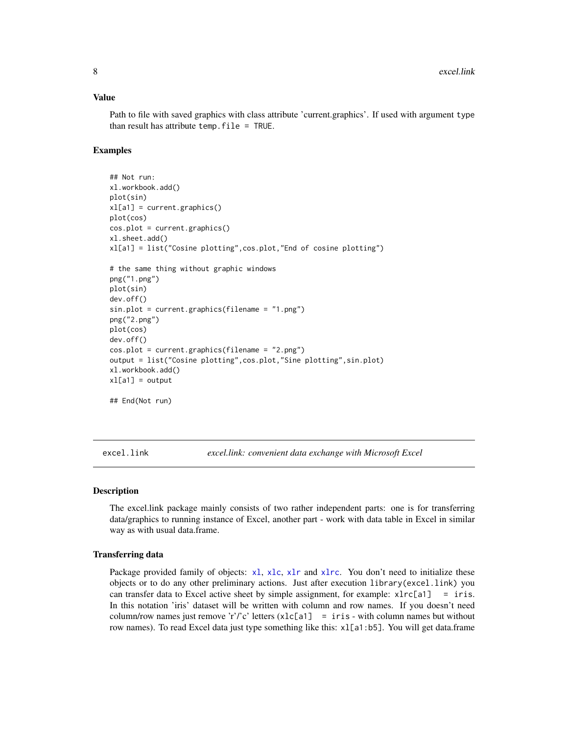### Value

Path to file with saved graphics with class attribute 'current.graphics'. If used with argument `type` than result has attribute `temp.file = TRUE`.

### Examples

```
## Not run:
xl.workbook.add()
plot(sin)
xl[a1] = current.graphics()
plot(cos)
cos.plot = current.graphics()
xl.sheet.add()
xl[a1] = list("Cosine plotting",cos.plot,"End of cosine plotting")

# the same thing without graphic windows
png("1.png")
plot(sin)
dev.off()
sin.plot = current.graphics(filename = "1.png")
png("2.png")
plot(cos)
dev.off()
cos.plot = current.graphics(filename = "2.png")
output = list("Cosine plotting",cos.plot,"Sine plotting",sin.plot)
xl.workbook.add()
xl[a1] = output

## End(Not run)
```

---

## excel.link — *excel.link: convenient data exchange with Microsoft Excel*

---

### Description

The excel.link package mainly consists of two rather independent parts: one is for transferring data/graphics to running instance of Excel, another part - work with data table in Excel in similar way as with usual data.frame.

### Transferring data

Package provided family of objects: `xl`, `xlc`, `xlr` and `xlrc`. You don't need to initialize these objects or to do any other preliminary actions. Just after execution `library(excel.link)` you can transfer data to Excel active sheet by simple assignment, for example: `xlrc[a1] = iris`. In this notation 'iris' dataset will be written with column and row names. If you doesn't need column/row names just remove 'r'/'c' letters (`xlc[a1] = iris` - with column names but without row names). To read Excel data just type something like this: `xl[a1:b5]`. You will get data.frame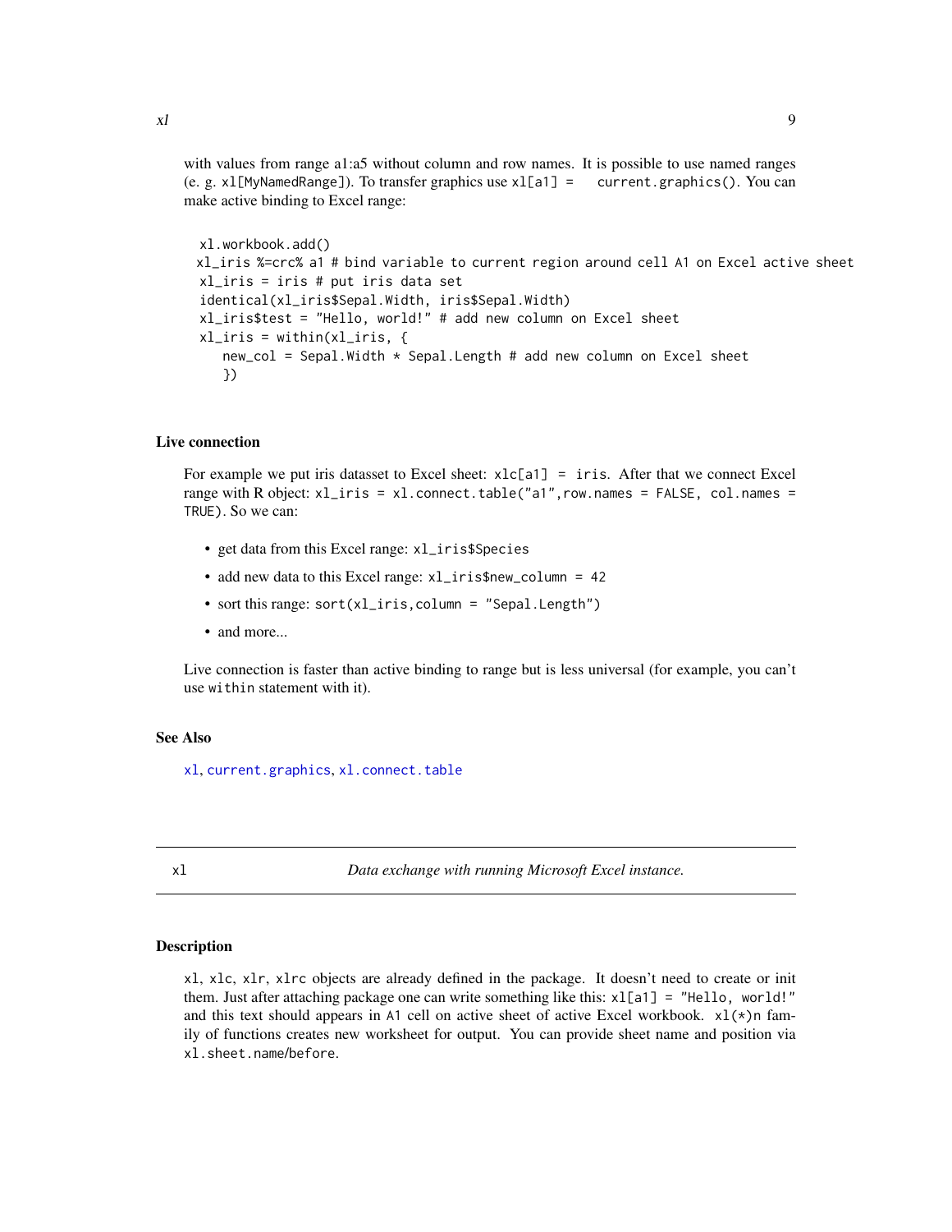with values from range a1:a5 without column and row names. It is possible to use named ranges (e. g. `xl[MyNamedRange]`). To transfer graphics use `xl[a1] = current.graphics()`. You can make active binding to Excel range:

```
xl.workbook.add()
xl_iris %=crc% a1 # bind variable to current region around cell A1 on Excel active sheet
xl_iris = iris # put iris data set
identical(xl_iris$Sepal.Width, iris$Sepal.Width)
xl_iris$test = "Hello, world!" # add new column on Excel sheet
xl_iris = within(xl_iris, {
    new_col = Sepal.Width * Sepal.Length # add new column on Excel sheet
    })
```

### Live connection

For example we put iris datasset to Excel sheet: `xlc[a1] = iris`. After that we connect Excel range with R object: `xl_iris = xl.connect.table("a1",row.names = FALSE, col.names = TRUE)`. So we can:

- get data from this Excel range: `xl_iris$Species`
- add new data to this Excel range: `xl_iris$new_column = 42`
- sort this range: `sort(xl_iris,column = "Sepal.Length")`
- and more...

Live connection is faster than active binding to range but is less universal (for example, you can't use `within` statement with it).

### See Also

`xl`, `current.graphics`, `xl.connect.table`

---

## xl — *Data exchange with running Microsoft Excel instance.*

### Description

`xl`, `xlc`, `xlr`, `xlrc` objects are already defined in the package. It doesn't need to create or init them. Just after attaching package one can write something like this: `xl[a1] = "Hello, world!"` and this text should appears in A1 cell on active sheet of active Excel workbook. `xl(*)n` family of functions creates new worksheet for output. You can provide sheet name and position via `xl.sheet.name/before`.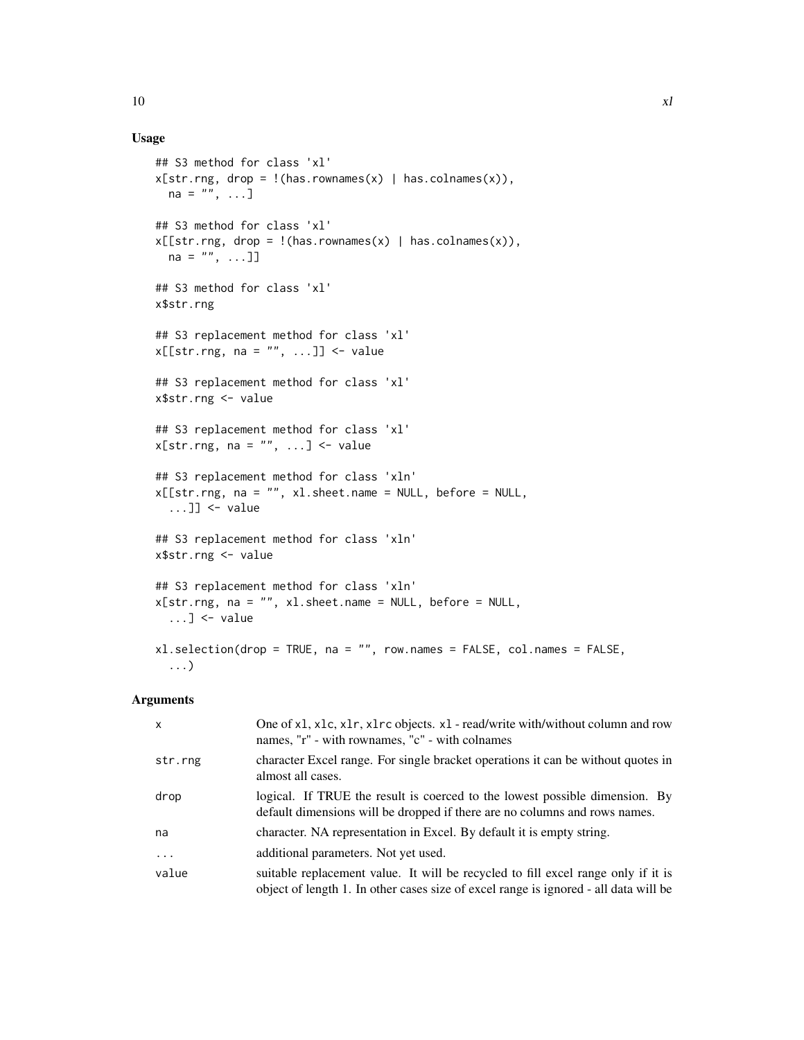## Usage

```
## S3 method for class 'xl'
x[str.rng, drop = !(has.rownames(x) | has.colnames(x)),
  na = "", ...]

## S3 method for class 'xl'
x[[str.rng, drop = !(has.rownames(x) | has.colnames(x)),
  na = "", ...]]

## S3 method for class 'xl'
x$str.rng

## S3 replacement method for class 'xl'
x[[str.rng, na = "", ...]] <- value

## S3 replacement method for class 'xl'
x$str.rng <- value

## S3 replacement method for class 'xl'
x[str.rng, na = "", ...] <- value

## S3 replacement method for class 'xln'
x[[str.rng, na = "", xl.sheet.name = NULL, before = NULL,
  ...]] <- value

## S3 replacement method for class 'xln'
x$str.rng <- value

## S3 replacement method for class 'xln'
x[str.rng, na = "", xl.sheet.name = NULL, before = NULL,
  ...] <- value

xl.selection(drop = TRUE, na = "", row.names = FALSE, col.names = FALSE,
  ...)
```

## Arguments

| | |
|---|---|
| `x` | One of `xl`, `xlc`, `xlr`, `xlrc` objects. `xl` - read/write with/without column and row names, "r" - with rownames, "c" - with colnames |
| `str.rng` | character Excel range. For single bracket operations it can be without quotes in almost all cases. |
| `drop` | logical. If TRUE the result is coerced to the lowest possible dimension. By default dimensions will be dropped if there are no columns and rows names. |
| `na` | character. NA representation in Excel. By default it is empty string. |
| `...` | additional parameters. Not yet used. |
| `value` | suitable replacement value. It will be recycled to fill excel range only if it is object of length 1. In other cases size of excel range is ignored - all data will be |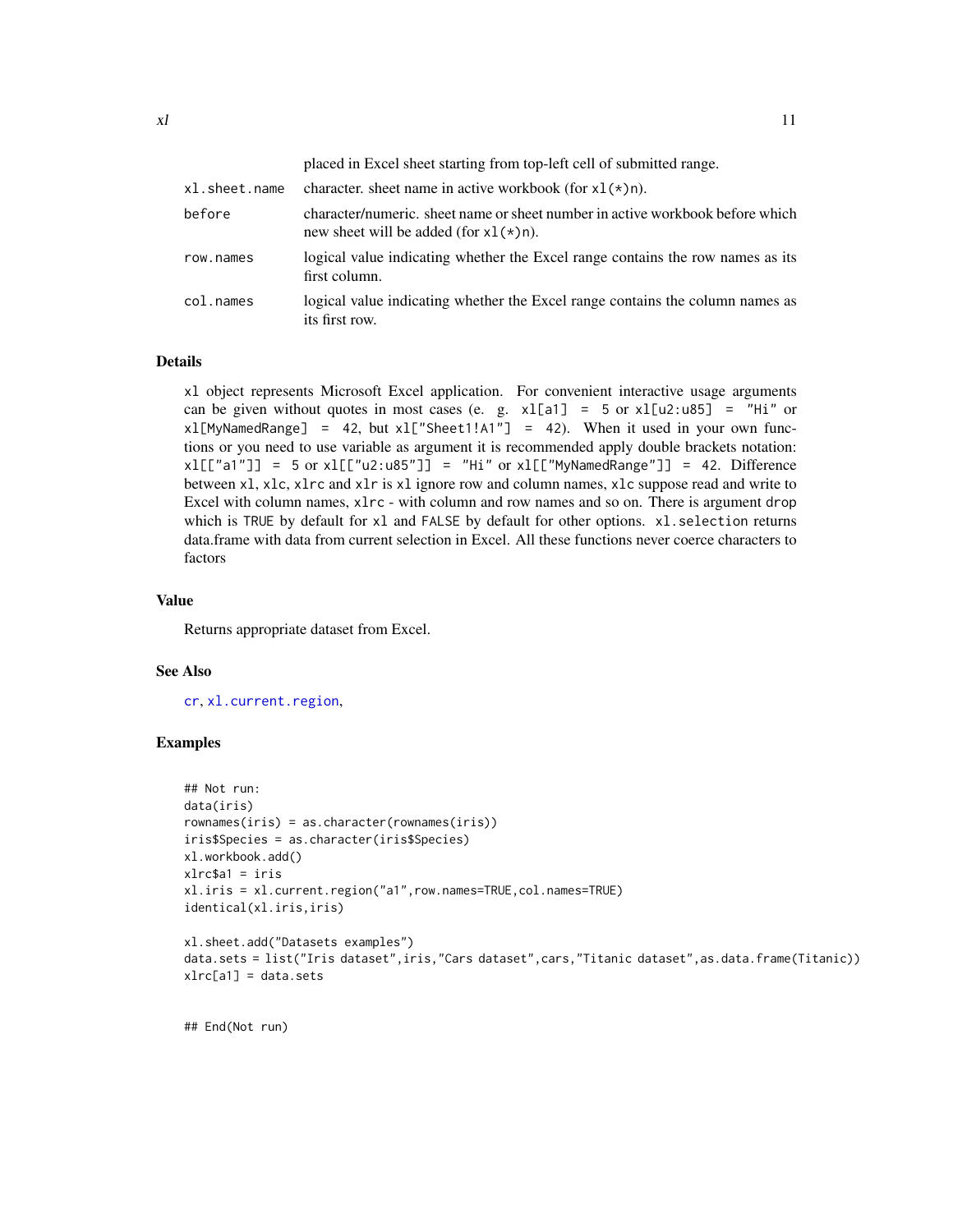placed in Excel sheet starting from top-left cell of submitted range.

| | |
|---|---|
| `xl.sheet.name` | character. sheet name in active workbook (for `xl(*)n`). |
| `before` | character/numeric. sheet name or sheet number in active workbook before which new sheet will be added (for `xl(*)n`). |
| `row.names` | logical value indicating whether the Excel range contains the row names as its first column. |
| `col.names` | logical value indicating whether the Excel range contains the column names as its first row. |

## Details

`xl` object represents Microsoft Excel application. For convenient interactive usage arguments can be given without quotes in most cases (e. g. `xl[a1] = 5` or `xl[u2:u85] = "Hi"` or `xl[MyNamedRange] = 42`, but `xl["Sheet1!A1"] = 42`). When it used in your own functions or you need to use variable as argument it is recommended apply double brackets notation: `xl[["a1"]] = 5` or `xl[["u2:u85"]] = "Hi"` or `xl[["MyNamedRange"]] = 42`. Difference between `xl`, `xlc`, `xlrc` and `xlr` is `xl` ignore row and column names, `xlc` suppose read and write to Excel with column names, `xlrc` - with column and row names and so on. There is argument `drop` which is `TRUE` by default for `xl` and `FALSE` by default for other options. `xl.selection` returns data.frame with data from current selection in Excel. All these functions never coerce characters to factors

## Value

Returns appropriate dataset from Excel.

## See Also

`cr`, `xl.current.region`,

## Examples

```
## Not run:
data(iris)
rownames(iris) = as.character(rownames(iris))
iris$Species = as.character(iris$Species)
xl.workbook.add()
xlrc$a1 = iris
xl.iris = xl.current.region("a1",row.names=TRUE,col.names=TRUE)
identical(xl.iris,iris)

xl.sheet.add("Datasets examples")
data.sets = list("Iris dataset",iris,"Cars dataset",cars,"Titanic dataset",as.data.frame(Titanic))
xlrc[a1] = data.sets


## End(Not run)
```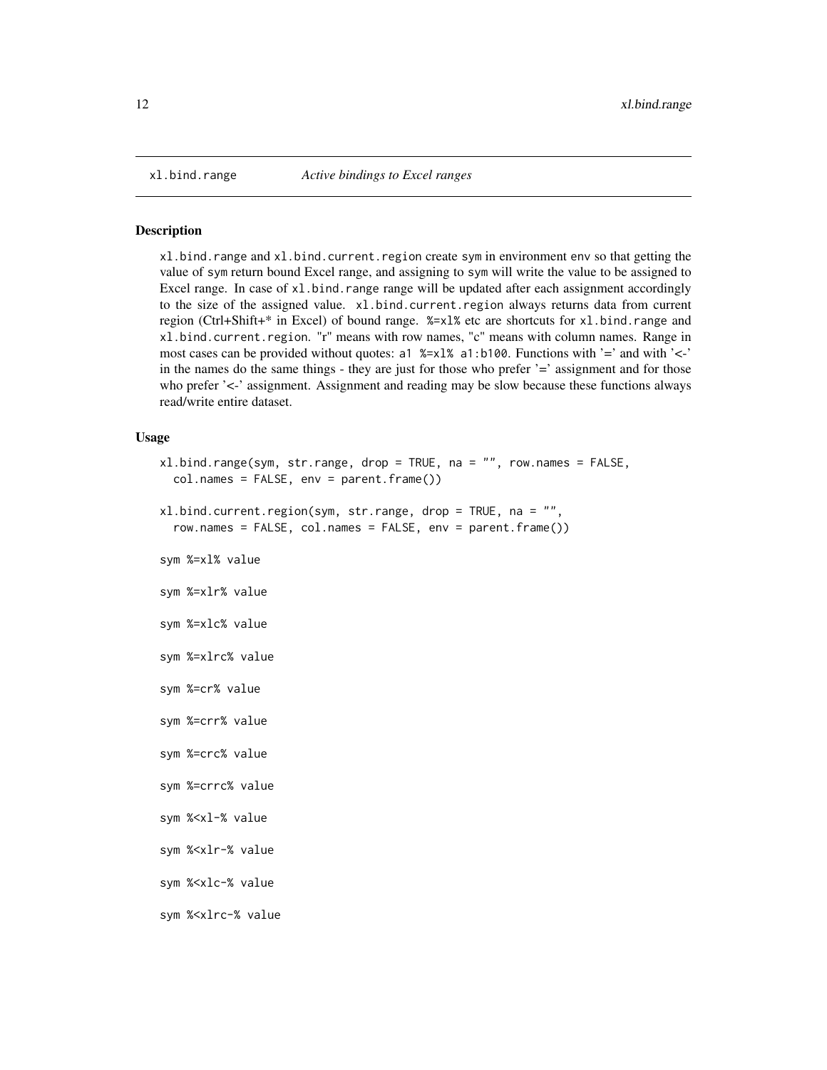xl.bind.range *Active bindings to Excel ranges*

## Description

xl.bind.range and xl.bind.current.region create sym in environment env so that getting the value of sym return bound Excel range, and assigning to sym will write the value to be assigned to Excel range. In case of xl.bind.range range will be updated after each assignment accordingly to the size of the assigned value. xl.bind.current.region always returns data from current region (Ctrl+Shift+* in Excel) of bound range. %=xl% etc are shortcuts for xl.bind.range and xl.bind.current.region. "r" means with row names, "c" means with column names. Range in most cases can be provided without quotes: a1 %=xl% a1:b100. Functions with '=' and with '<-' in the names do the same things - they are just for those who prefer '=' assignment and for those who prefer '<-' assignment. Assignment and reading may be slow because these functions always read/write entire dataset.

## Usage

```
xl.bind.range(sym, str.range, drop = TRUE, na = "", row.names = FALSE,
  col.names = FALSE, env = parent.frame())

xl.bind.current.region(sym, str.range, drop = TRUE, na = "",
  row.names = FALSE, col.names = FALSE, env = parent.frame())

sym %=xl% value

sym %=xlr% value

sym %=xlc% value

sym %=xlrc% value

sym %=cr% value

sym %=crr% value

sym %=crc% value

sym %=crrc% value

sym %<xl-% value

sym %<xlr-% value

sym %<xlc-% value

sym %<xlrc-% value
```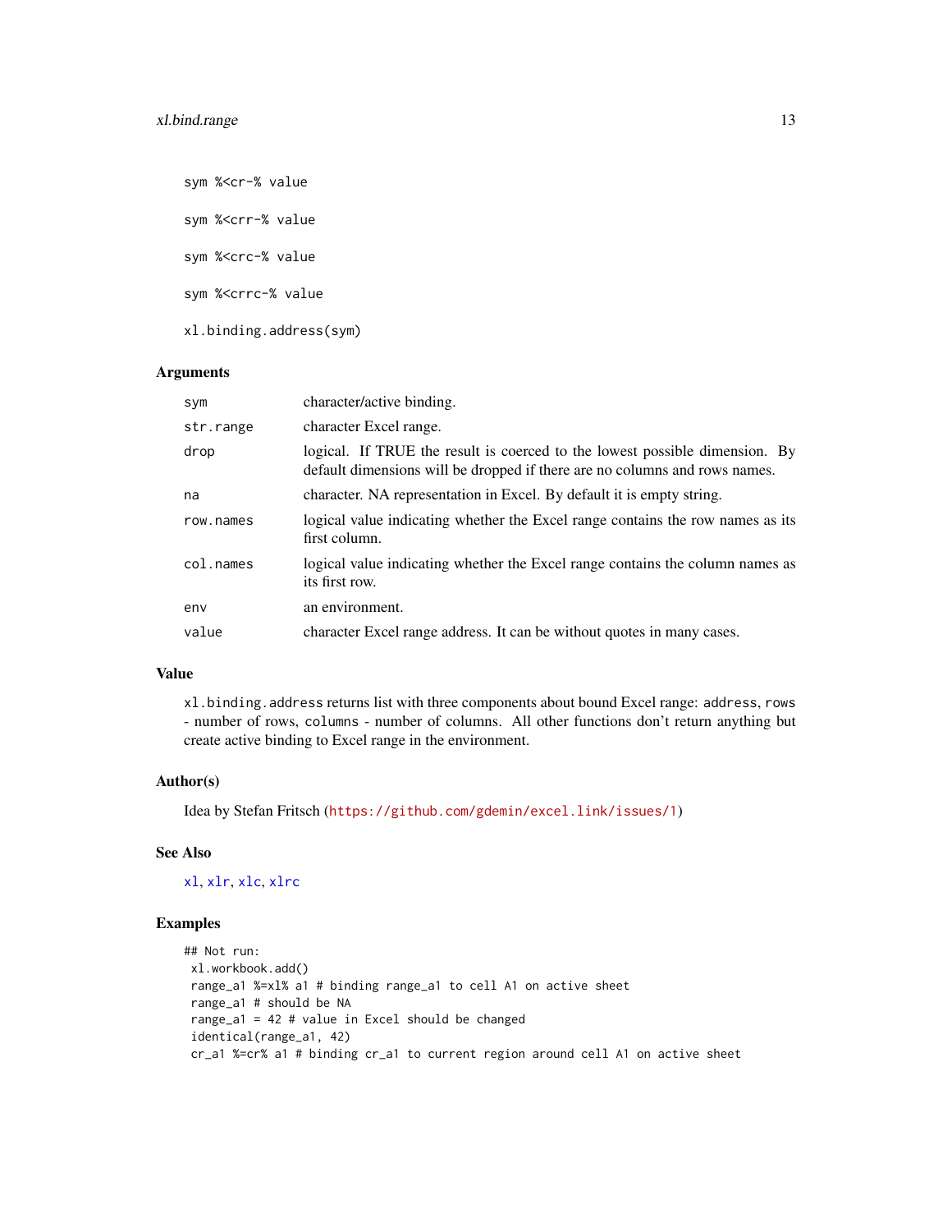```
sym %<cr-% value

sym %<crr-% value

sym %<crc-% value

sym %<crrc-% value

xl.binding.address(sym)
```

### Arguments

| | |
|---|---|
| `sym` | character/active binding. |
| `str.range` | character Excel range. |
| `drop` | logical. If TRUE the result is coerced to the lowest possible dimension. By default dimensions will be dropped if there are no columns and rows names. |
| `na` | character. NA representation in Excel. By default it is empty string. |
| `row.names` | logical value indicating whether the Excel range contains the row names as its first column. |
| `col.names` | logical value indicating whether the Excel range contains the column names as its first row. |
| `env` | an environment. |
| `value` | character Excel range address. It can be without quotes in many cases. |

### Value

`xl.binding.address` returns list with three components about bound Excel range: `address`, `rows` - number of rows, `columns` - number of columns. All other functions don't return anything but create active binding to Excel range in the environment.

### Author(s)

Idea by Stefan Fritsch (https://github.com/gdemin/excel.link/issues/1)

### See Also

xl, xlr, xlc, xlrc

### Examples

```
## Not run:
 xl.workbook.add()
 range_a1 %=xl% a1 # binding range_a1 to cell A1 on active sheet
 range_a1 # should be NA
 range_a1 = 42 # value in Excel should be changed
 identical(range_a1, 42)
 cr_a1 %=cr% a1 # binding cr_a1 to current region around cell A1 on active sheet
```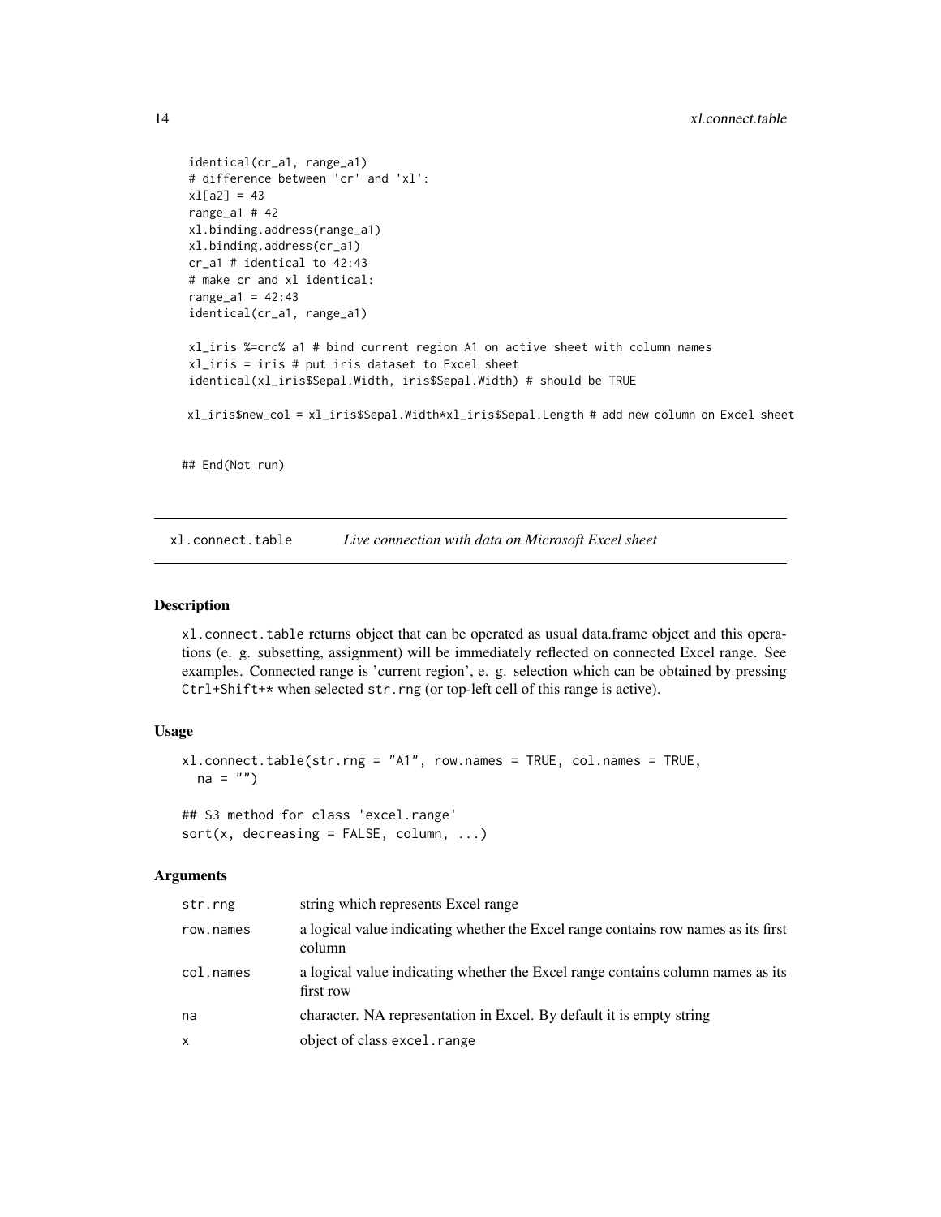```
identical(cr_a1, range_a1)
# difference between 'cr' and 'xl':
xl[a2] = 43
range_a1 # 42
xl.binding.address(range_a1)
xl.binding.address(cr_a1)
cr_a1 # identical to 42:43
# make cr and xl identical:
range_a1 = 42:43
identical(cr_a1, range_a1)

xl_iris %=crc% a1 # bind current region A1 on active sheet with column names
xl_iris = iris # put iris dataset to Excel sheet
identical(xl_iris$Sepal.Width, iris$Sepal.Width) # should be TRUE

xl_iris$new_col = xl_iris$Sepal.Width*xl_iris$Sepal.Length # add new column on Excel sheet

## End(Not run)
```

## xl.connect.table — *Live connection with data on Microsoft Excel sheet*

### Description

`xl.connect.table` returns object that can be operated as usual data.frame object and this operations (e. g. subsetting, assignment) will be immediately reflected on connected Excel range. See examples. Connected range is 'current region', e. g. selection which can be obtained by pressing `Ctrl+Shift+*` when selected `str.rng` (or top-left cell of this range is active).

### Usage

```
xl.connect.table(str.rng = "A1", row.names = TRUE, col.names = TRUE,
  na = "")

## S3 method for class 'excel.range'
sort(x, decreasing = FALSE, column, ...)
```

### Arguments

| | |
|---|---|
| `str.rng` | string which represents Excel range |
| `row.names` | a logical value indicating whether the Excel range contains row names as its first column |
| `col.names` | a logical value indicating whether the Excel range contains column names as its first row |
| `na` | character. NA representation in Excel. By default it is empty string |
| `x` | object of class `excel.range` |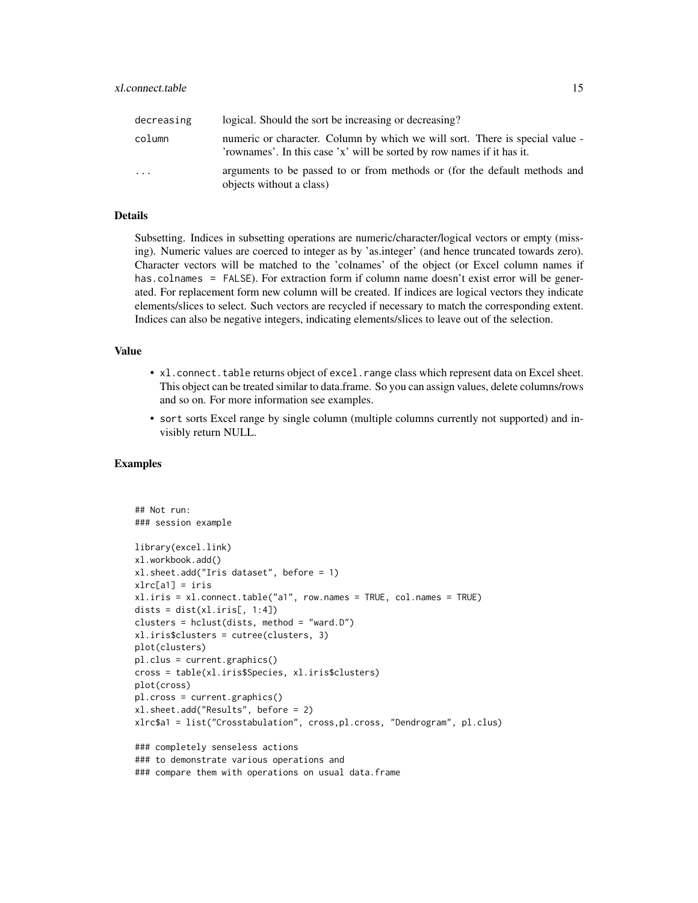| | |
|---|---|
| decreasing | logical. Should the sort be increasing or decreasing? |
| column | numeric or character. Column by which we will sort. There is special value - 'rownames'. In this case 'x' will be sorted by row names if it has it. |
| ... | arguments to be passed to or from methods or (for the default methods and objects without a class) |

## Details

Subsetting. Indices in subsetting operations are numeric/character/logical vectors or empty (missing). Numeric values are coerced to integer as by 'as.integer' (and hence truncated towards zero). Character vectors will be matched to the 'colnames' of the object (or Excel column names if `has.colnames = FALSE`). For extraction form if column name doesn't exist error will be generated. For replacement form new column will be created. If indices are logical vectors they indicate elements/slices to select. Such vectors are recycled if necessary to match the corresponding extent. Indices can also be negative integers, indicating elements/slices to leave out of the selection.

## Value

- `xl.connect.table` returns object of `excel.range` class which represent data on Excel sheet. This object can be treated similar to data.frame. So you can assign values, delete columns/rows and so on. For more information see examples.
- `sort` sorts Excel range by single column (multiple columns currently not supported) and invisibly return NULL.

## Examples

```
## Not run:
### session example

library(excel.link)
xl.workbook.add()
xl.sheet.add("Iris dataset", before = 1)
xlrc[a1] = iris
xl.iris = xl.connect.table("a1", row.names = TRUE, col.names = TRUE)
dists = dist(xl.iris[, 1:4])
clusters = hclust(dists, method = "ward.D")
xl.iris$clusters = cutree(clusters, 3)
plot(clusters)
pl.clus = current.graphics()
cross = table(xl.iris$Species, xl.iris$clusters)
plot(cross)
pl.cross = current.graphics()
xl.sheet.add("Results", before = 2)
xlrc$a1 = list("Crosstabulation", cross,pl.cross, "Dendrogram", pl.clus)

### completely senseless actions
### to demonstrate various operations and
### compare them with operations on usual data.frame
```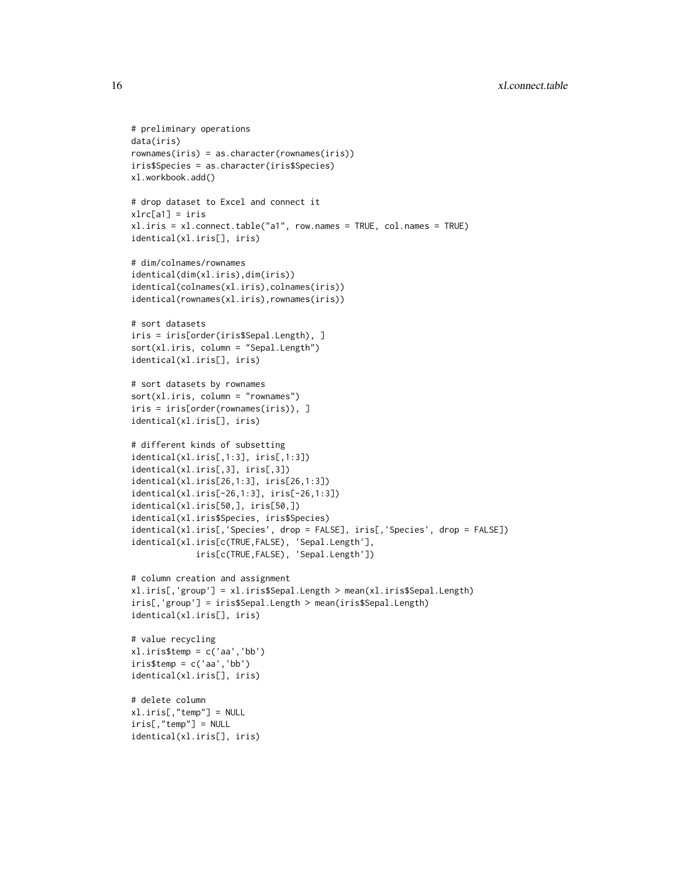```
# preliminary operations
data(iris)
rownames(iris) = as.character(rownames(iris))
iris$Species = as.character(iris$Species)
xl.workbook.add()

# drop dataset to Excel and connect it
xlrc[a1] = iris
xl.iris = xl.connect.table("a1", row.names = TRUE, col.names = TRUE)
identical(xl.iris[], iris)

# dim/colnames/rownames
identical(dim(xl.iris),dim(iris))
identical(colnames(xl.iris),colnames(iris))
identical(rownames(xl.iris),rownames(iris))

# sort datasets
iris = iris[order(iris$Sepal.Length), ]
sort(xl.iris, column = "Sepal.Length")
identical(xl.iris[], iris)

# sort datasets by rownames
sort(xl.iris, column = "rownames")
iris = iris[order(rownames(iris)), ]
identical(xl.iris[], iris)

# different kinds of subsetting
identical(xl.iris[,1:3], iris[,1:3])
identical(xl.iris[,3], iris[,3])
identical(xl.iris[26,1:3], iris[26,1:3])
identical(xl.iris[-26,1:3], iris[-26,1:3])
identical(xl.iris[50,], iris[50,])
identical(xl.iris$Species, iris$Species)
identical(xl.iris[,'Species', drop = FALSE], iris[,'Species', drop = FALSE])
identical(xl.iris[c(TRUE,FALSE), 'Sepal.Length'],
            iris[c(TRUE,FALSE), 'Sepal.Length'])

# column creation and assignment
xl.iris[,'group'] = xl.iris$Sepal.Length > mean(xl.iris$Sepal.Length)
iris[,'group'] = iris$Sepal.Length > mean(iris$Sepal.Length)
identical(xl.iris[], iris)

# value recycling
xl.iris$temp = c('aa','bb')
iris$temp = c('aa','bb')
identical(xl.iris[], iris)

# delete column
xl.iris[,"temp"] = NULL
iris[,"temp"] = NULL
identical(xl.iris[], iris)
```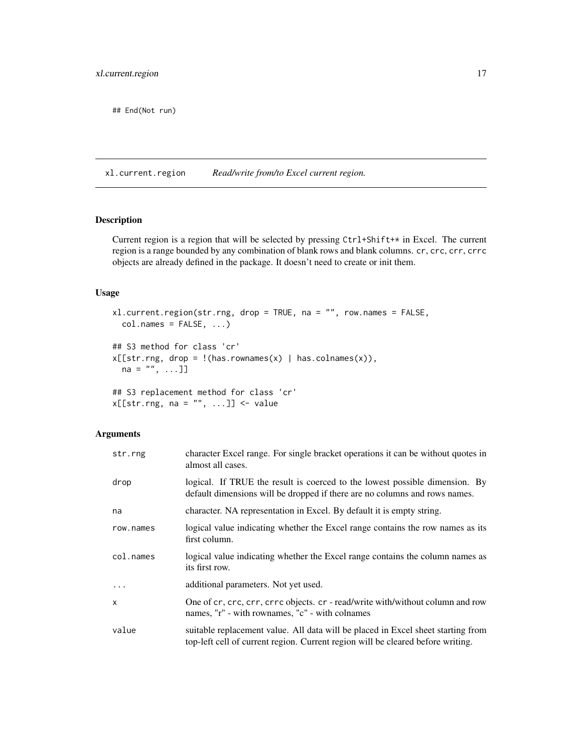```
## End(Not run)
```

## xl.current.region *Read/write from/to Excel current region.*

### Description

Current region is a region that will be selected by pressing `Ctrl+Shift+*` in Excel. The current region is a range bounded by any combination of blank rows and blank columns. `cr`, `crc`, `crr`, `crrc` objects are already defined in the package. It doesn't need to create or init them.

### Usage

```
xl.current.region(str.rng, drop = TRUE, na = "", row.names = FALSE,
  col.names = FALSE, ...)

## S3 method for class 'cr'
x[[str.rng, drop = !(has.rownames(x) | has.colnames(x)),
  na = "", ...]]

## S3 replacement method for class 'cr'
x[[str.rng, na = "", ...]] <- value
```

### Arguments

| | |
|---|---|
| `str.rng` | character Excel range. For single bracket operations it can be without quotes in almost all cases. |
| `drop` | logical. If TRUE the result is coerced to the lowest possible dimension. By default dimensions will be dropped if there are no columns and rows names. |
| `na` | character. NA representation in Excel. By default it is empty string. |
| `row.names` | logical value indicating whether the Excel range contains the row names as its first column. |
| `col.names` | logical value indicating whether the Excel range contains the column names as its first row. |
| `...` | additional parameters. Not yet used. |
| `x` | One of `cr`, `crc`, `crr`, `crrc` objects. `cr` - read/write with/without column and row names, "r" - with rownames, "c" - with colnames |
| `value` | suitable replacement value. All data will be placed in Excel sheet starting from top-left cell of current region. Current region will be cleared before writing. |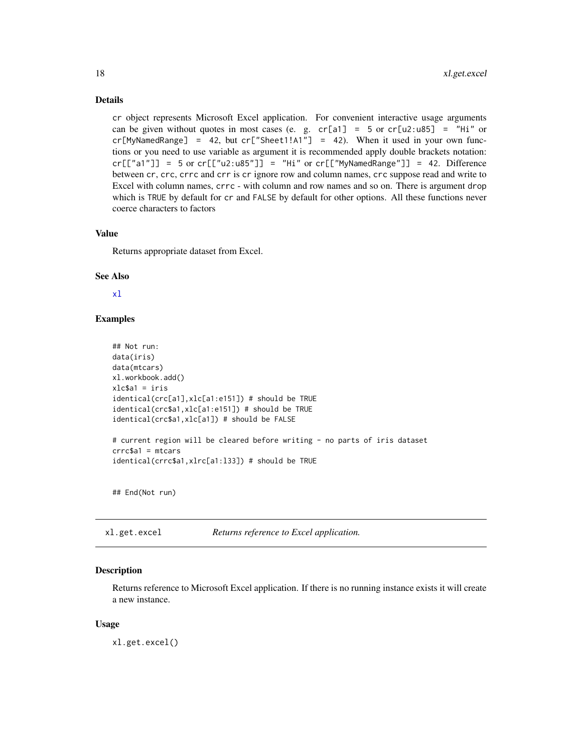### Details

cr object represents Microsoft Excel application. For convenient interactive usage arguments can be given without quotes in most cases (e. g. `cr[a1] = 5` or `cr[u2:u85] = "Hi"` or `cr[MyNamedRange] = 42`, but `cr["Sheet1!A1"] = 42`). When it used in your own functions or you need to use variable as argument it is recommended apply double brackets notation: `cr[["a1"]] = 5` or `cr[["u2:u85"]] = "Hi"` or `cr[["MyNamedRange"]] = 42`. Difference between cr, crc, crrc and crr is cr ignore row and column names, crc suppose read and write to Excel with column names, crrc - with column and row names and so on. There is argument drop which is TRUE by default for cr and FALSE by default for other options. All these functions never coerce characters to factors

### Value

Returns appropriate dataset from Excel.

### See Also

xl

### Examples

```
## Not run:
data(iris)
data(mtcars)
xl.workbook.add()
xlc$a1 = iris
identical(crc[a1],xlc[a1:e151]) # should be TRUE
identical(crc$a1,xlc[a1:e151]) # should be TRUE
identical(crc$a1,xlc[a1]) # should be FALSE

# current region will be cleared before writing - no parts of iris dataset
crrc$a1 = mtcars
identical(crrc$a1,xlrc[a1:l33]) # should be TRUE


## End(Not run)
```

## xl.get.excel — *Returns reference to Excel application.*

### Description

Returns reference to Microsoft Excel application. If there is no running instance exists it will create a new instance.

### Usage

```
xl.get.excel()
```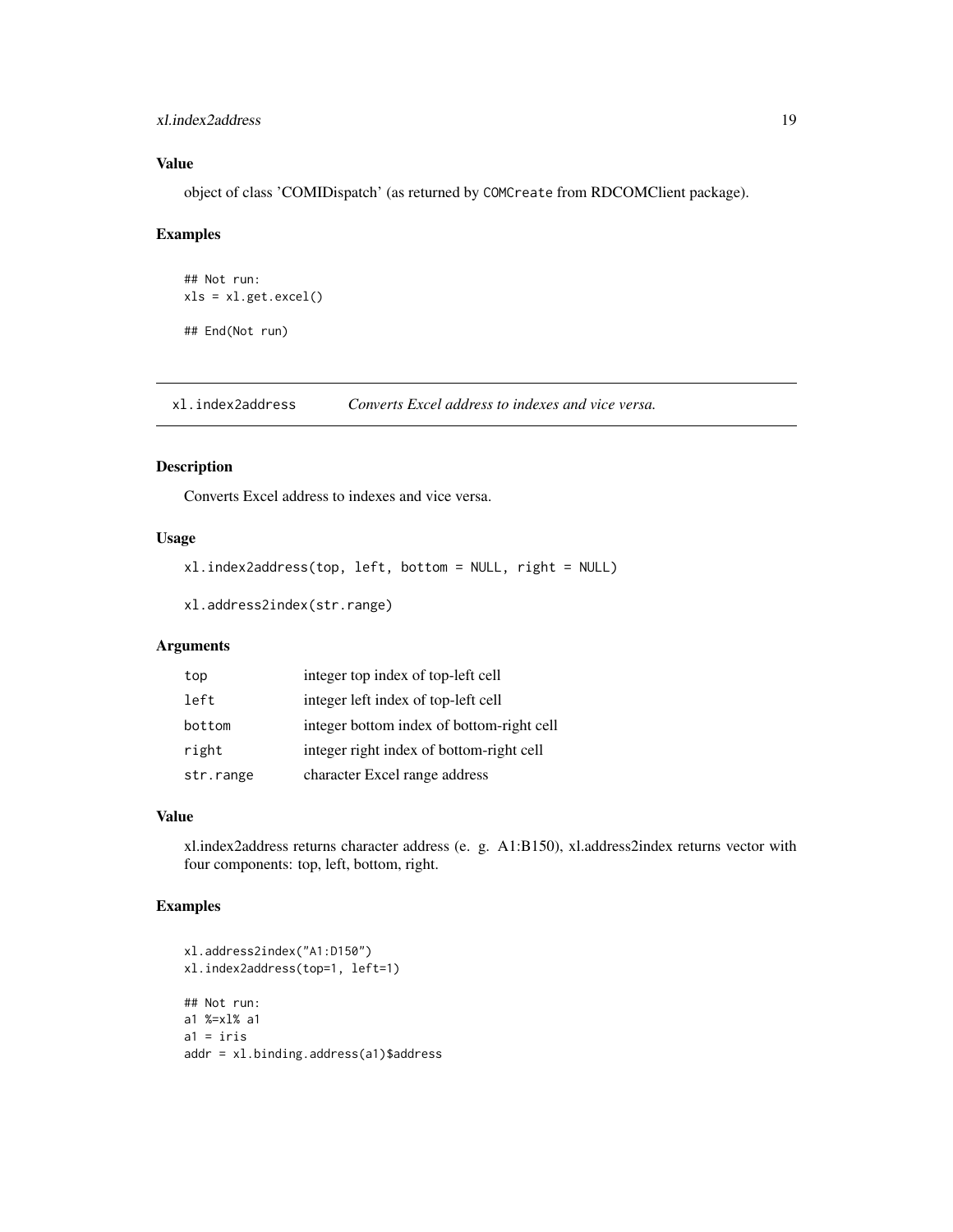## Value

object of class 'COMIDispatch' (as returned by `COMCreate` from RDCOMClient package).

## Examples

```
## Not run:
xls = xl.get.excel()

## End(Not run)
```

---

# xl.index2address — *Converts Excel address to indexes and vice versa.*

## Description

Converts Excel address to indexes and vice versa.

## Usage

```
xl.index2address(top, left, bottom = NULL, right = NULL)

xl.address2index(str.range)
```

## Arguments

| | |
|---|---|
| `top` | integer top index of top-left cell |
| `left` | integer left index of top-left cell |
| `bottom` | integer bottom index of bottom-right cell |
| `right` | integer right index of bottom-right cell |
| `str.range` | character Excel range address |

## Value

xl.index2address returns character address (e. g. A1:B150), xl.address2index returns vector with four components: top, left, bottom, right.

## Examples

```
xl.address2index("A1:D150")
xl.index2address(top=1, left=1)

## Not run:
a1 %=xl% a1
a1 = iris
addr = xl.binding.address(a1)$address
```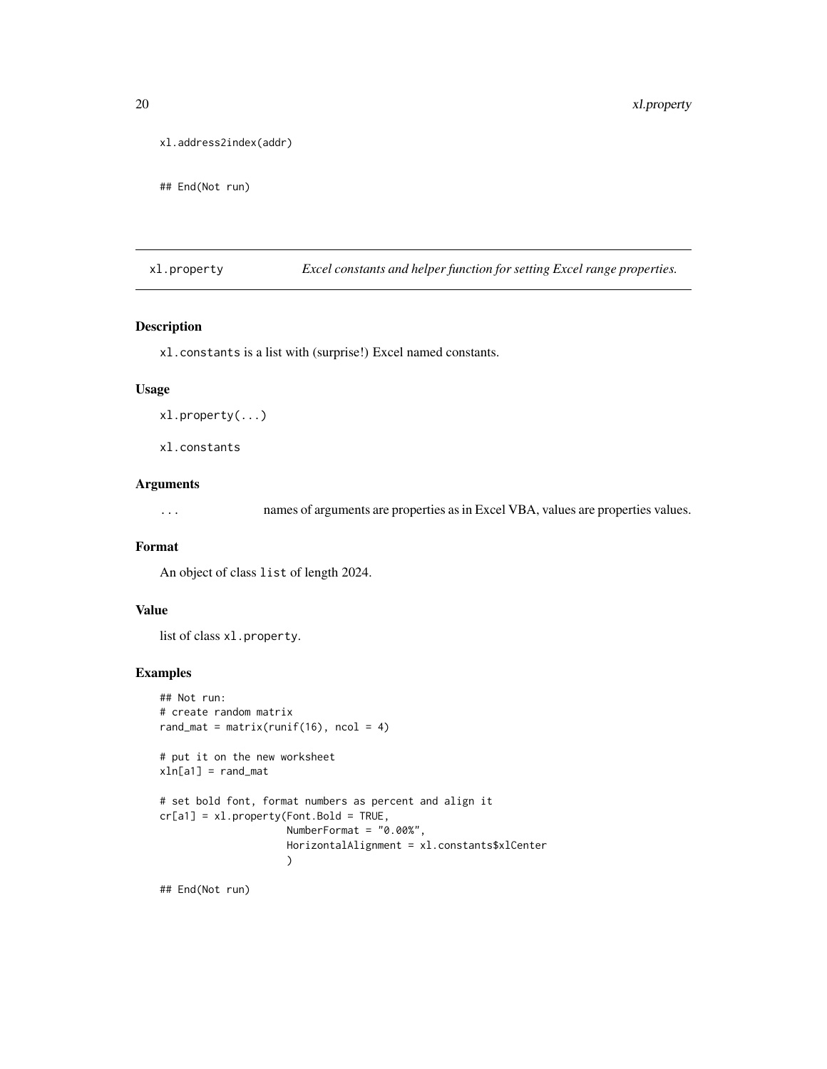```
xl.address2index(addr)

## End(Not run)
```

## xl.property — *Excel constants and helper function for setting Excel range properties.*

### Description

`xl.constants` is a list with (surprise!) Excel named constants.

### Usage

```
xl.property(...)

xl.constants
```

### Arguments

| | |
|---|---|
| `...` | names of arguments are properties as in Excel VBA, values are properties values. |

### Format

An object of class `list` of length 2024.

### Value

list of class `xl.property`.

### Examples

```
## Not run:
# create random matrix
rand_mat = matrix(runif(16), ncol = 4)

# put it on the new worksheet
xln[a1] = rand_mat

# set bold font, format numbers as percent and align it
cr[a1] = xl.property(Font.Bold = TRUE,
                     NumberFormat = "0.00%",
                     HorizontalAlignment = xl.constants$xlCenter
                     )

## End(Not run)
```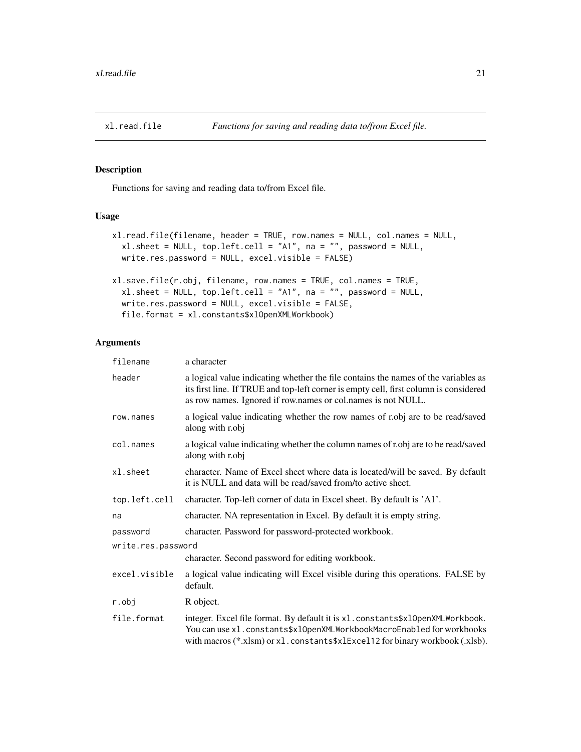# xl.read.file *Functions for saving and reading data to/from Excel file.*

## Description

Functions for saving and reading data to/from Excel file.

## Usage

```
xl.read.file(filename, header = TRUE, row.names = NULL, col.names = NULL,
  xl.sheet = NULL, top.left.cell = "A1", na = "", password = NULL,
  write.res.password = NULL, excel.visible = FALSE)

xl.save.file(r.obj, filename, row.names = TRUE, col.names = TRUE,
  xl.sheet = NULL, top.left.cell = "A1", na = "", password = NULL,
  write.res.password = NULL, excel.visible = FALSE,
  file.format = xl.constants$xlOpenXMLWorkbook)
```

## Arguments

| | |
|---|---|
| `filename` | a character |
| `header` | a logical value indicating whether the file contains the names of the variables as its first line. If TRUE and top-left corner is empty cell, first column is considered as row names. Ignored if row.names or col.names is not NULL. |
| `row.names` | a logical value indicating whether the row names of r.obj are to be read/saved along with r.obj |
| `col.names` | a logical value indicating whether the column names of r.obj are to be read/saved along with r.obj |
| `xl.sheet` | character. Name of Excel sheet where data is located/will be saved. By default it is NULL and data will be read/saved from/to active sheet. |
| `top.left.cell` | character. Top-left corner of data in Excel sheet. By default is 'A1'. |
| `na` | character. NA representation in Excel. By default it is empty string. |
| `password` | character. Password for password-protected workbook. |
| `write.res.password` | character. Second password for editing workbook. |
| `excel.visible` | a logical value indicating will Excel visible during this operations. FALSE by default. |
| `r.obj` | R object. |
| `file.format` | integer. Excel file format. By default it is `xl.constants$xlOpenXMLWorkbook`. You can use `xl.constants$xlOpenXMLWorkbookMacroEnabled` for workbooks with macros (*.xlsm) or `xl.constants$xlExcel12` for binary workbook (.xlsb). |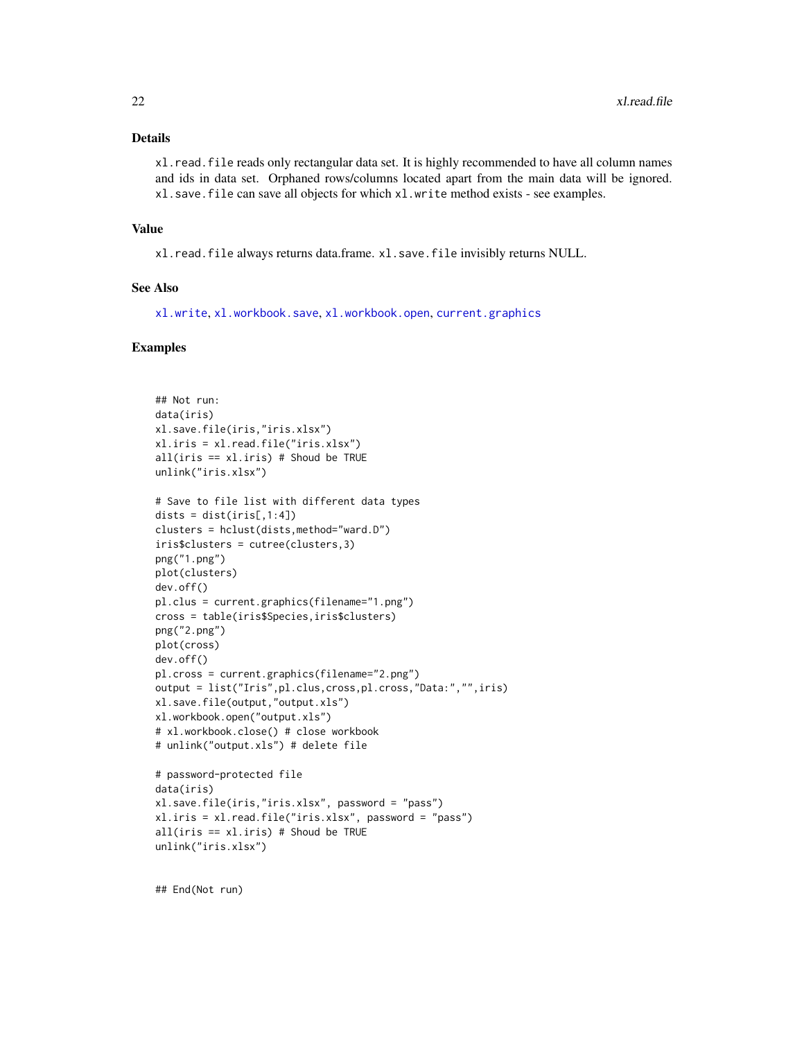## Details

`xl.read.file` reads only rectangular data set. It is highly recommended to have all column names and ids in data set. Orphaned rows/columns located apart from the main data will be ignored. `xl.save.file` can save all objects for which `xl.write` method exists - see examples.

## Value

`xl.read.file` always returns data.frame. `xl.save.file` invisibly returns NULL.

## See Also

`xl.write`, `xl.workbook.save`, `xl.workbook.open`, `current.graphics`

## Examples

```
## Not run:
data(iris)
xl.save.file(iris,"iris.xlsx")
xl.iris = xl.read.file("iris.xlsx")
all(iris == xl.iris) # Shoud be TRUE
unlink("iris.xlsx")

# Save to file list with different data types
dists = dist(iris[,1:4])
clusters = hclust(dists,method="ward.D")
iris$clusters = cutree(clusters,3)
png("1.png")
plot(clusters)
dev.off()
pl.clus = current.graphics(filename="1.png")
cross = table(iris$Species,iris$clusters)
png("2.png")
plot(cross)
dev.off()
pl.cross = current.graphics(filename="2.png")
output = list("Iris",pl.clus,cross,pl.cross,"Data:","",iris)
xl.save.file(output,"output.xls")
xl.workbook.open("output.xls")
# xl.workbook.close() # close workbook
# unlink("output.xls") # delete file

# password-protected file
data(iris)
xl.save.file(iris,"iris.xlsx", password = "pass")
xl.iris = xl.read.file("iris.xlsx", password = "pass")
all(iris == xl.iris) # Shoud be TRUE
unlink("iris.xlsx")


## End(Not run)
```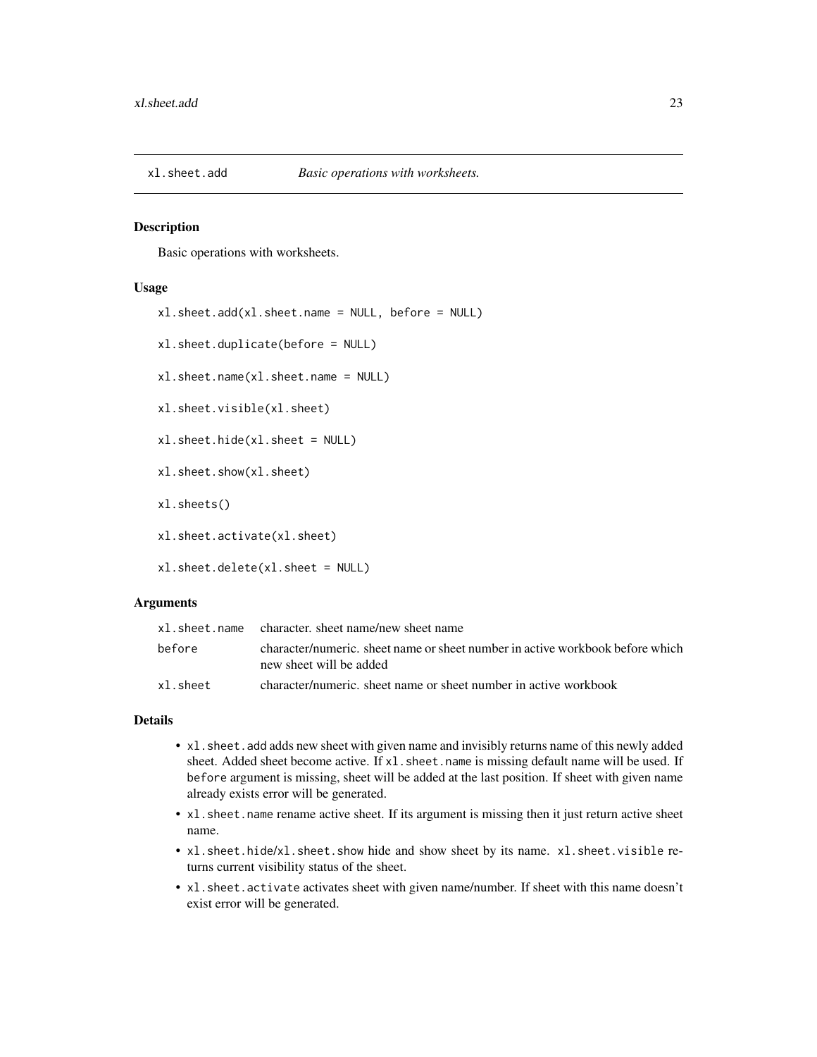## xl.sheet.add — *Basic operations with worksheets.*

### Description

Basic operations with worksheets.

### Usage

```
xl.sheet.add(xl.sheet.name = NULL, before = NULL)

xl.sheet.duplicate(before = NULL)

xl.sheet.name(xl.sheet.name = NULL)

xl.sheet.visible(xl.sheet)

xl.sheet.hide(xl.sheet = NULL)

xl.sheet.show(xl.sheet)

xl.sheets()

xl.sheet.activate(xl.sheet)

xl.sheet.delete(xl.sheet = NULL)
```

### Arguments

| | |
|---|---|
| `xl.sheet.name` | character. sheet name/new sheet name |
| `before` | character/numeric. sheet name or sheet number in active workbook before which new sheet will be added |
| `xl.sheet` | character/numeric. sheet name or sheet number in active workbook |

### Details

- `xl.sheet.add` adds new sheet with given name and invisibly returns name of this newly added sheet. Added sheet become active. If `xl.sheet.name` is missing default name will be used. If `before` argument is missing, sheet will be added at the last position. If sheet with given name already exists error will be generated.
- `xl.sheet.name` rename active sheet. If its argument is missing then it just return active sheet name.
- `xl.sheet.hide`/`xl.sheet.show` hide and show sheet by its name. `xl.sheet.visible` returns current visibility status of the sheet.
- `xl.sheet.activate` activates sheet with given name/number. If sheet with this name doesn't exist error will be generated.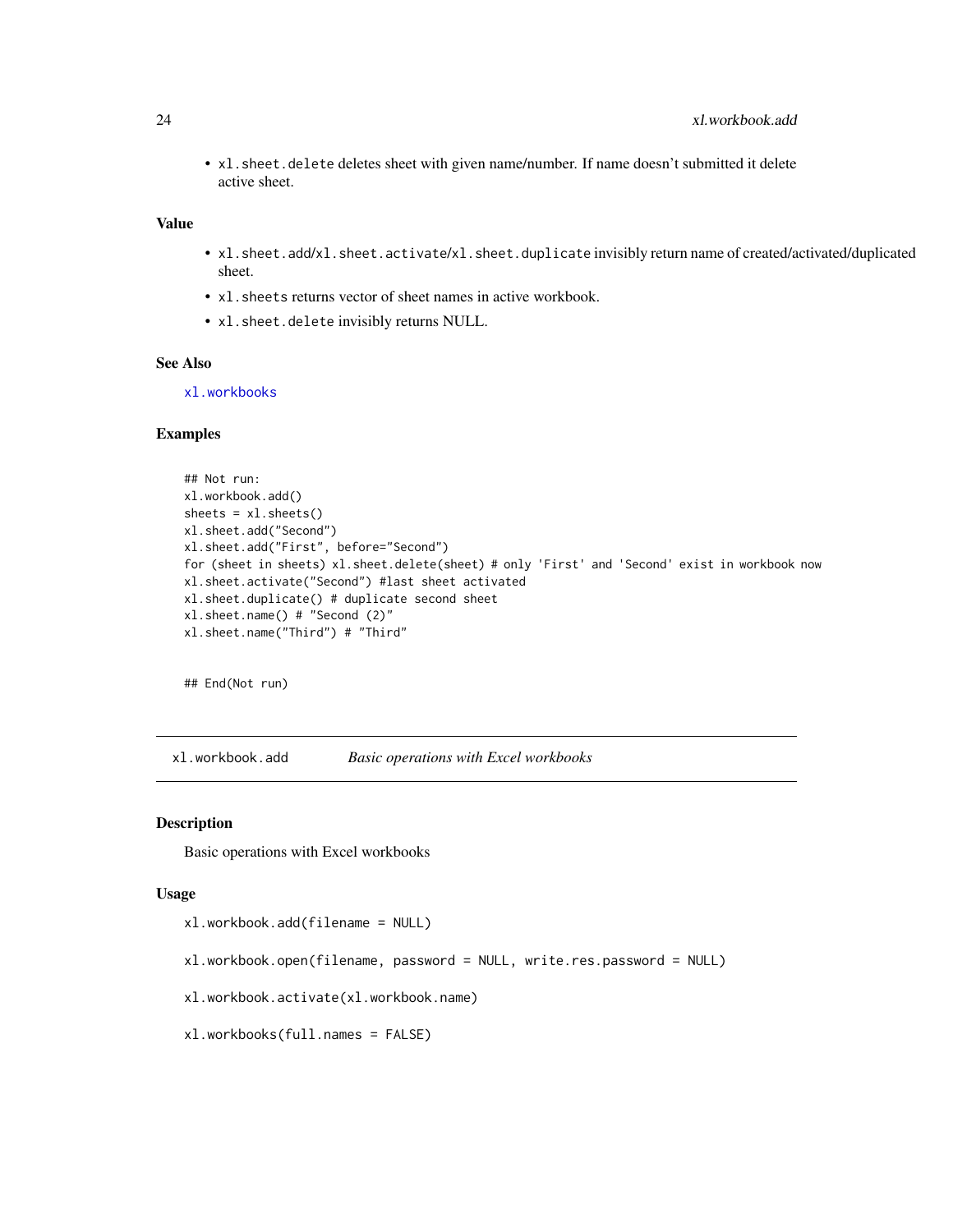- `xl.sheet.delete` deletes sheet with given name/number. If name doesn't submitted it delete active sheet.

### Value

- `xl.sheet.add`/`xl.sheet.activate`/`xl.sheet.duplicate` invisibly return name of created/activated/duplicated sheet.
- `xl.sheets` returns vector of sheet names in active workbook.
- `xl.sheet.delete` invisibly returns NULL.

### See Also

`xl.workbooks`

### Examples

```
## Not run:
xl.workbook.add()
sheets = xl.sheets()
xl.sheet.add("Second")
xl.sheet.add("First", before="Second")
for (sheet in sheets) xl.sheet.delete(sheet) # only 'First' and 'Second' exist in workbook now
xl.sheet.activate("Second") #last sheet activated
xl.sheet.duplicate() # duplicate second sheet
xl.sheet.name() # "Second (2)"
xl.sheet.name("Third") # "Third"


## End(Not run)
```

---

## `xl.workbook.add` *Basic operations with Excel workbooks*

---

### Description

Basic operations with Excel workbooks

### Usage

```
xl.workbook.add(filename = NULL)

xl.workbook.open(filename, password = NULL, write.res.password = NULL)

xl.workbook.activate(xl.workbook.name)

xl.workbooks(full.names = FALSE)
```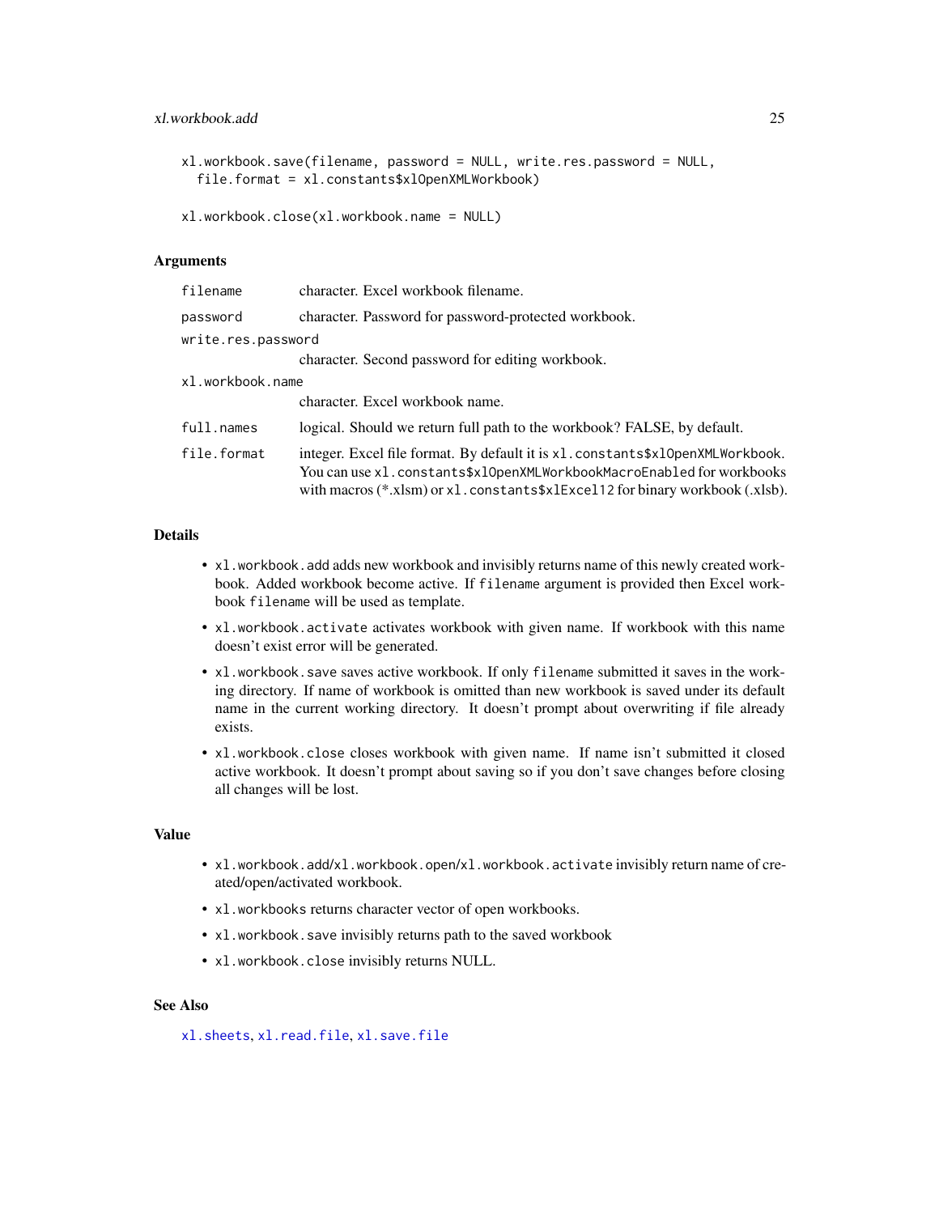```
xl.workbook.save(filename, password = NULL, write.res.password = NULL,
  file.format = xl.constants$xlOpenXMLWorkbook)

xl.workbook.close(xl.workbook.name = NULL)
```

## Arguments

| Argument | Description |
|---|---|
| `filename` | character. Excel workbook filename. |
| `password` | character. Password for password-protected workbook. |
| `write.res.password` | character. Second password for editing workbook. |
| `xl.workbook.name` | character. Excel workbook name. |
| `full.names` | logical. Should we return full path to the workbook? FALSE, by default. |
| `file.format` | integer. Excel file format. By default it is `xl.constants$xlOpenXMLWorkbook`. You can use `xl.constants$xlOpenXMLWorkbookMacroEnabled` for workbooks with macros (*.xlsm) or `xl.constants$xlExcel12` for binary workbook (.xlsb). |

## Details

- `xl.workbook.add` adds new workbook and invisibly returns name of this newly created workbook. Added workbook become active. If `filename` argument is provided then Excel workbook `filename` will be used as template.
- `xl.workbook.activate` activates workbook with given name. If workbook with this name doesn't exist error will be generated.
- `xl.workbook.save` saves active workbook. If only `filename` submitted it saves in the working directory. If name of workbook is omitted than new workbook is saved under its default name in the current working directory. It doesn't prompt about overwriting if file already exists.
- `xl.workbook.close` closes workbook with given name. If name isn't submitted it closed active workbook. It doesn't prompt about saving so if you don't save changes before closing all changes will be lost.

## Value

- `xl.workbook.add`/`xl.workbook.open`/`xl.workbook.activate` invisibly return name of created/open/activated workbook.
- `xl.workbooks` returns character vector of open workbooks.
- `xl.workbook.save` invisibly returns path to the saved workbook
- `xl.workbook.close` invisibly returns NULL.

## See Also

`xl.sheets`, `xl.read.file`, `xl.save.file`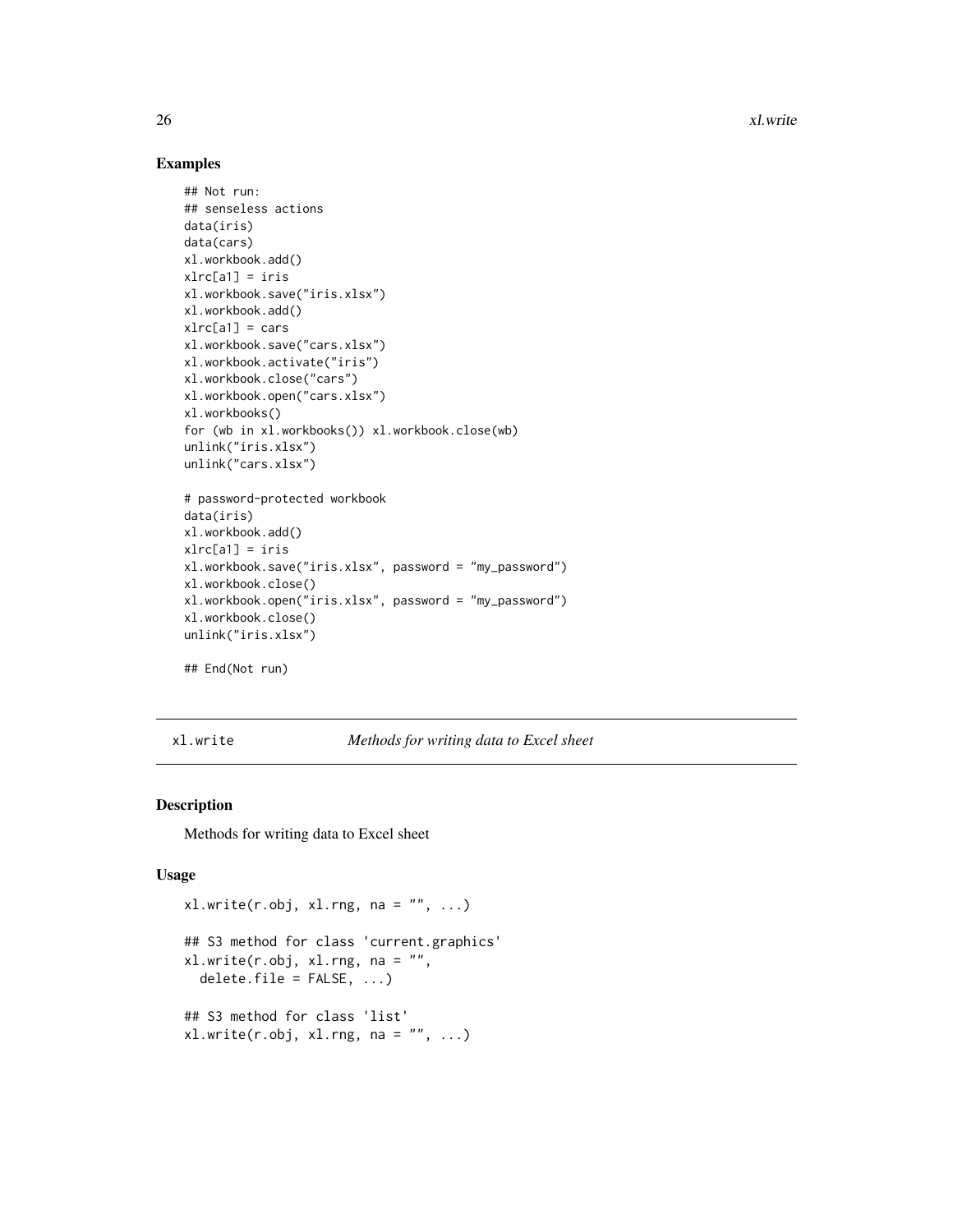## Examples

```
## Not run:
## senseless actions
data(iris)
data(cars)
xl.workbook.add()
xlrc[a1] = iris
xl.workbook.save("iris.xlsx")
xl.workbook.add()
xlrc[a1] = cars
xl.workbook.save("cars.xlsx")
xl.workbook.activate("iris")
xl.workbook.close("cars")
xl.workbook.open("cars.xlsx")
xl.workbooks()
for (wb in xl.workbooks()) xl.workbook.close(wb)
unlink("iris.xlsx")
unlink("cars.xlsx")

# password-protected workbook
data(iris)
xl.workbook.add()
xlrc[a1] = iris
xl.workbook.save("iris.xlsx", password = "my_password")
xl.workbook.close()
xl.workbook.open("iris.xlsx", password = "my_password")
xl.workbook.close()
unlink("iris.xlsx")

## End(Not run)
```

---

# xl.write *Methods for writing data to Excel sheet*

---

## Description

Methods for writing data to Excel sheet

## Usage

```
xl.write(r.obj, xl.rng, na = "", ...)

## S3 method for class 'current.graphics'
xl.write(r.obj, xl.rng, na = "",
  delete.file = FALSE, ...)

## S3 method for class 'list'
xl.write(r.obj, xl.rng, na = "", ...)
```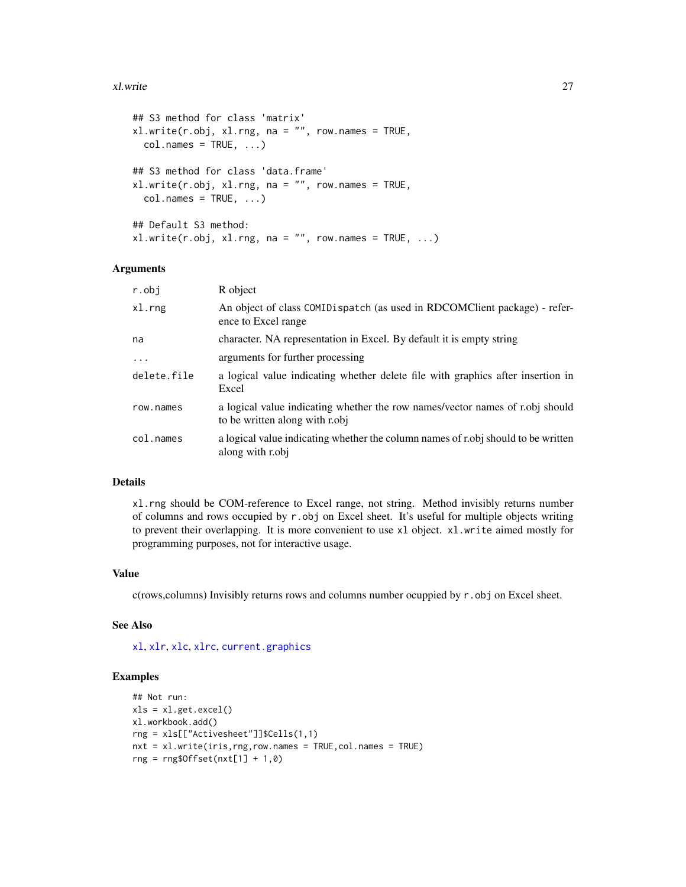```
## S3 method for class 'matrix'
xl.write(r.obj, xl.rng, na = "", row.names = TRUE,
  col.names = TRUE, ...)

## S3 method for class 'data.frame'
xl.write(r.obj, xl.rng, na = "", row.names = TRUE,
  col.names = TRUE, ...)

## Default S3 method:
xl.write(r.obj, xl.rng, na = "", row.names = TRUE, ...)
```

### Arguments

| | |
|---|---|
| `r.obj` | R object |
| `xl.rng` | An object of class `COMIDispatch` (as used in RDCOMClient package) - reference to Excel range |
| `na` | character. NA representation in Excel. By default it is empty string |
| `...` | arguments for further processing |
| `delete.file` | a logical value indicating whether delete file with graphics after insertion in Excel |
| `row.names` | a logical value indicating whether the row names/vector names of r.obj should to be written along with r.obj |
| `col.names` | a logical value indicating whether the column names of r.obj should to be written along with r.obj |

### Details

`xl.rng` should be COM-reference to Excel range, not string. Method invisibly returns number of columns and rows occupied by `r.obj` on Excel sheet. It's useful for multiple objects writing to prevent their overlapping. It is more convenient to use `xl` object. `xl.write` aimed mostly for programming purposes, not for interactive usage.

### Value

c(rows,columns) Invisibly returns rows and columns number ocuppied by `r.obj` on Excel sheet.

### See Also

`xl`, `xlr`, `xlc`, `xlrc`, `current.graphics`

### Examples

```
## Not run:
xls = xl.get.excel()
xl.workbook.add()
rng = xls[["Activesheet"]]$Cells(1,1)
nxt = xl.write(iris,rng,row.names = TRUE,col.names = TRUE)
rng = rng$Offset(nxt[1] + 1,0)
```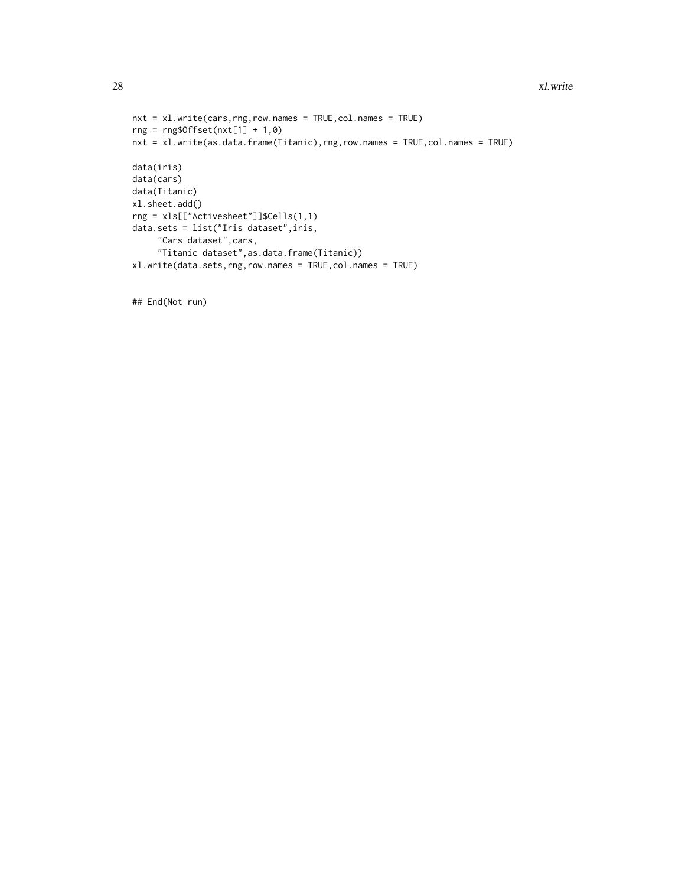```
nxt = xl.write(cars,rng,row.names = TRUE,col.names = TRUE)
rng = rng$Offset(nxt[1] + 1,0)
nxt = xl.write(as.data.frame(Titanic),rng,row.names = TRUE,col.names = TRUE)

data(iris)
data(cars)
data(Titanic)
xl.sheet.add()
rng = xls[["Activesheet"]]$Cells(1,1)
data.sets = list("Iris dataset",iris,
     "Cars dataset",cars,
     "Titanic dataset",as.data.frame(Titanic))
xl.write(data.sets,rng,row.names = TRUE,col.names = TRUE)


## End(Not run)
```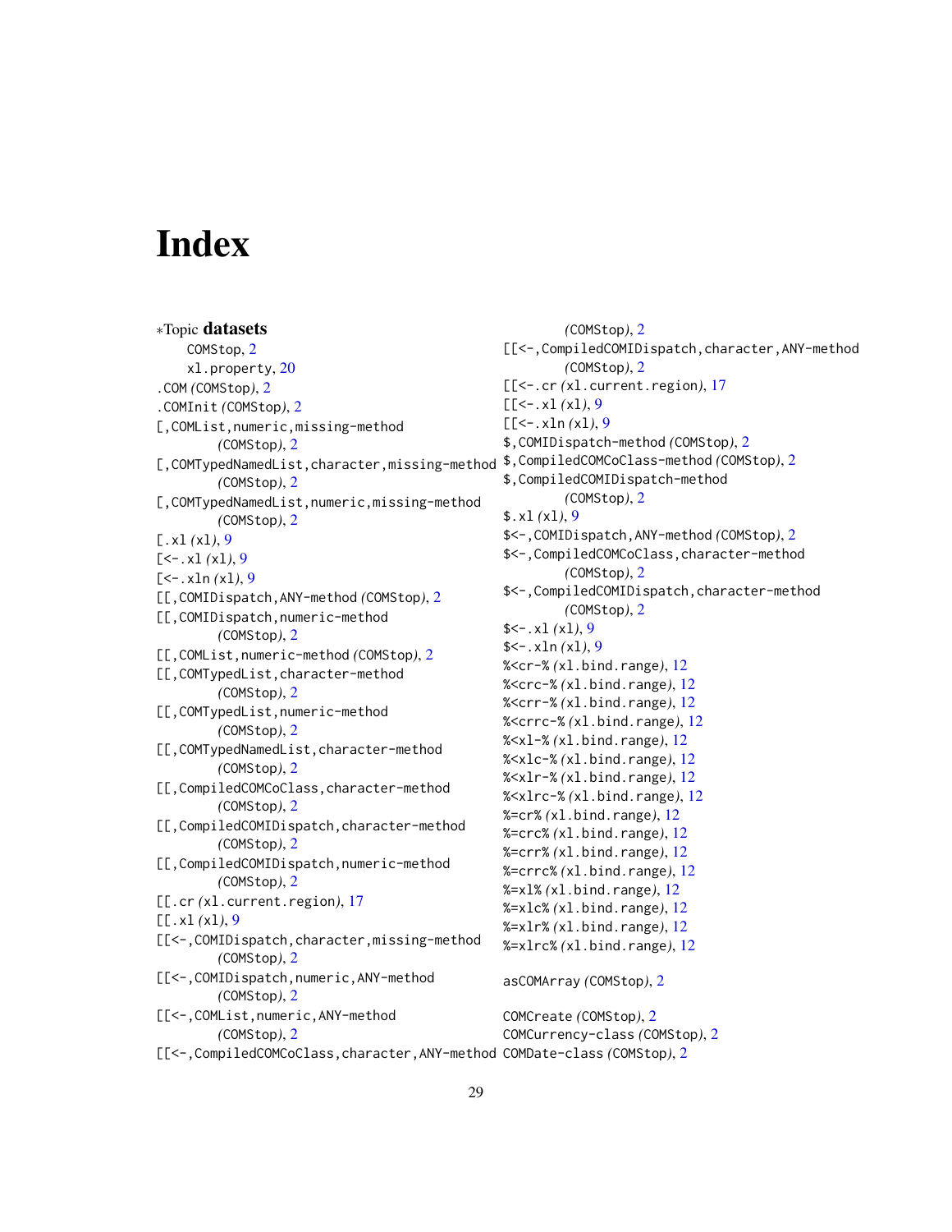# Index

∗Topic **datasets**

COMStop, 2
xl.property, 20

.COM *(COMStop)*, 2
.COMInit *(COMStop)*, 2
[,COMList,numeric,missing-method *(COMStop)*, 2
[,COMTypedNamedList,character,missing-method *(COMStop)*, 2
[,COMTypedNamedList,numeric,missing-method *(COMStop)*, 2
[.xl *(xl)*, 9
[<-.xl *(xl)*, 9
[<-.xln *(xl)*, 9
[[,COMIDispatch,ANY-method *(COMStop)*, 2
[[,COMIDispatch,numeric-method *(COMStop)*, 2
[[,COMList,numeric-method *(COMStop)*, 2
[[,COMTypedList,character-method *(COMStop)*, 2
[[,COMTypedList,numeric-method *(COMStop)*, 2
[[,COMTypedNamedList,character-method *(COMStop)*, 2
[[,CompiledCOMCoClass,character-method *(COMStop)*, 2
[[,CompiledCOMIDispatch,character-method *(COMStop)*, 2
[[,CompiledCOMIDispatch,numeric-method *(COMStop)*, 2
[[.cr *(xl.current.region)*, 17
[[.xl *(xl)*, 9
[[<-,COMIDispatch,character,missing-method *(COMStop)*, 2
[[<-,COMIDispatch,numeric,ANY-method *(COMStop)*, 2
[[<-,COMList,numeric,ANY-method *(COMStop)*, 2
[[<-,CompiledCOMCoClass,character,ANY-method *(COMStop)*, 2
[[<-,CompiledCOMIDispatch,character,ANY-method *(COMStop)*, 2
[[<-.cr *(xl.current.region)*, 17
[[<-.xl *(xl)*, 9
[[<-.xln *(xl)*, 9
$,COMIDispatch-method *(COMStop)*, 2
$,CompiledCOMCoClass-method *(COMStop)*, 2
$,CompiledCOMIDispatch-method *(COMStop)*, 2
$.xl *(xl)*, 9
$<-,COMIDispatch,ANY-method *(COMStop)*, 2
$<-,CompiledCOMCoClass,character-method *(COMStop)*, 2
$<-,CompiledCOMIDispatch,character-method *(COMStop)*, 2
$<-.xl *(xl)*, 9
$<-.xln *(xl)*, 9
%<cr-% *(xl.bind.range)*, 12
%<crc-% *(xl.bind.range)*, 12
%<crr-% *(xl.bind.range)*, 12
%<crrc-% *(xl.bind.range)*, 12
%<xl-% *(xl.bind.range)*, 12
%<xlc-% *(xl.bind.range)*, 12
%<xlr-% *(xl.bind.range)*, 12
%<xlrc-% *(xl.bind.range)*, 12
%=cr% *(xl.bind.range)*, 12
%=crc% *(xl.bind.range)*, 12
%=crr% *(xl.bind.range)*, 12
%=crrc% *(xl.bind.range)*, 12
%=xl% *(xl.bind.range)*, 12
%=xlc% *(xl.bind.range)*, 12
%=xlr% *(xl.bind.range)*, 12
%=xlrc% *(xl.bind.range)*, 12

asCOMArray *(COMStop)*, 2

COMCreate *(COMStop)*, 2
COMCurrency-class *(COMStop)*, 2
COMDate-class *(COMStop)*, 2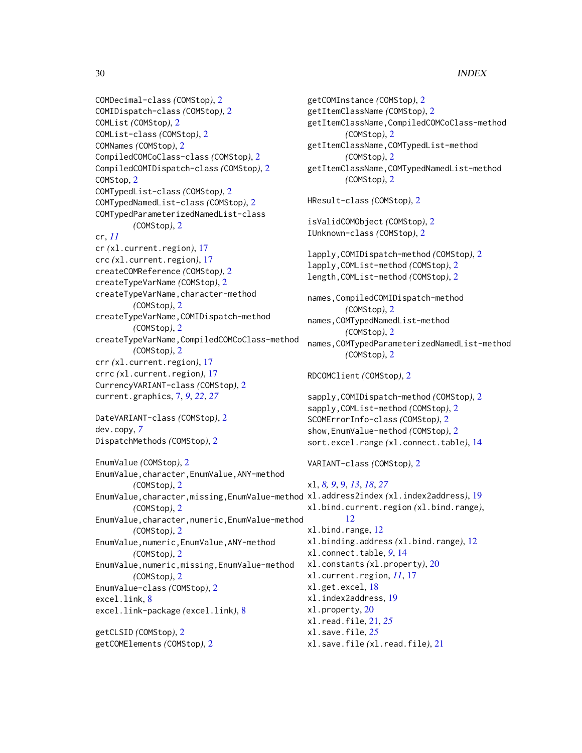COMDecimal-class *(COMStop)*, 2
COMIDispatch-class *(COMStop)*, 2
COMList *(COMStop)*, 2
COMList-class *(COMStop)*, 2
COMNames *(COMStop)*, 2
CompiledCOMCoClass-class *(COMStop)*, 2
CompiledCOMIDispatch-class *(COMStop)*, 2
COMStop, 2
COMTypedList-class *(COMStop)*, 2
COMTypedNamedList-class *(COMStop)*, 2
COMTypedParameterizedNamedList-class *(COMStop)*, 2
cr, *11*
cr *(xl.current.region)*, 17
crc *(xl.current.region)*, 17
createCOMReference *(COMStop)*, 2
createTypeVarName *(COMStop)*, 2
createTypeVarName,character-method *(COMStop)*, 2
createTypeVarName,COMIDispatch-method *(COMStop)*, 2
createTypeVarName,CompiledCOMCoClass-method *(COMStop)*, 2
crr *(xl.current.region)*, 17
crrc *(xl.current.region)*, 17
CurrencyVARIANT-class *(COMStop)*, 2
current.graphics, 7, *9*, *22*, *27*

DateVARIANT-class *(COMStop)*, 2
dev.copy, *7*
DispatchMethods *(COMStop)*, 2

EnumValue *(COMStop)*, 2
EnumValue,character,EnumValue,ANY-method *(COMStop)*, 2
EnumValue,character,missing,EnumValue-method *(COMStop)*, 2
EnumValue,character,numeric,EnumValue-method *(COMStop)*, 2
EnumValue,numeric,EnumValue,ANY-method *(COMStop)*, 2
EnumValue,numeric,missing,EnumValue-method *(COMStop)*, 2
EnumValue-class *(COMStop)*, 2
excel.link, 8
excel.link-package *(excel.link)*, 8

getCLSID *(COMStop)*, 2
getCOMElements *(COMStop)*, 2
getCOMInstance *(COMStop)*, 2
getItemClassName *(COMStop)*, 2
getItemClassName,CompiledCOMCoClass-method *(COMStop)*, 2
getItemClassName,COMTypedList-method *(COMStop)*, 2
getItemClassName,COMTypedNamedList-method *(COMStop)*, 2

HResult-class *(COMStop)*, 2

isValidCOMObject *(COMStop)*, 2
IUnknown-class *(COMStop)*, 2

lapply,COMIDispatch-method *(COMStop)*, 2
lapply,COMList-method *(COMStop)*, 2
length,COMList-method *(COMStop)*, 2

names,CompiledCOMIDispatch-method *(COMStop)*, 2
names,COMTypedNamedList-method *(COMStop)*, 2
names,COMTypedParameterizedNamedList-method *(COMStop)*, 2

RDCOMClient *(COMStop)*, 2

sapply,COMIDispatch-method *(COMStop)*, 2
sapply,COMList-method *(COMStop)*, 2
SCOMErrorInfo-class *(COMStop)*, 2
show,EnumValue-method *(COMStop)*, 2
sort.excel.range *(xl.connect.table)*, 14

VARIANT-class *(COMStop)*, 2

xl, *8, 9*, 9, *13*, *18*, *27*
xl.address2index *(xl.index2address)*, 19
xl.bind.current.region *(xl.bind.range)*, 12
xl.bind.range, 12
xl.binding.address *(xl.bind.range)*, 12
xl.connect.table, *9*, 14
xl.constants *(xl.property)*, 20
xl.current.region, *11*, 17
xl.get.excel, 18
xl.index2address, 19
xl.property, 20
xl.read.file, 21, *25*
xl.save.file, *25*
xl.save.file *(xl.read.file)*, 21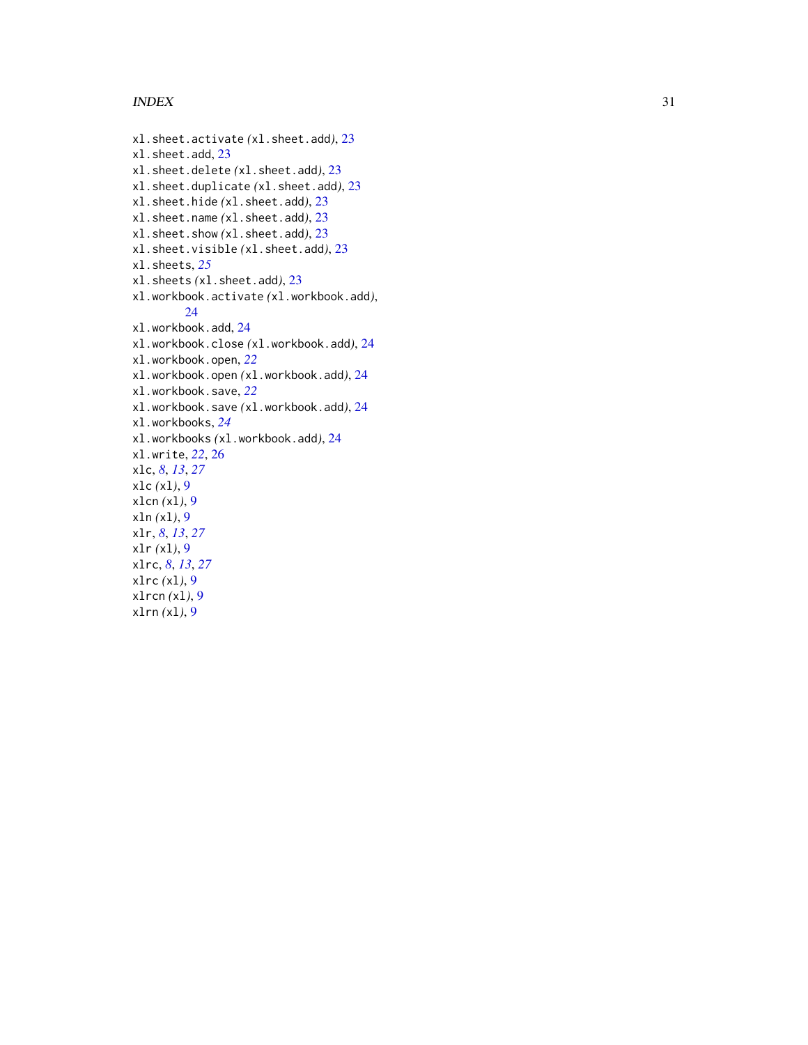xl.sheet.activate (xl.sheet.add), 23
xl.sheet.add, 23
xl.sheet.delete (xl.sheet.add), 23
xl.sheet.duplicate (xl.sheet.add), 23
xl.sheet.hide (xl.sheet.add), 23
xl.sheet.name (xl.sheet.add), 23
xl.sheet.show (xl.sheet.add), 23
xl.sheet.visible (xl.sheet.add), 23
xl.sheets, *25*
xl.sheets (xl.sheet.add), 23
xl.workbook.activate (xl.workbook.add), 24
xl.workbook.add, 24
xl.workbook.close (xl.workbook.add), 24
xl.workbook.open, *22*
xl.workbook.open (xl.workbook.add), 24
xl.workbook.save, *22*
xl.workbook.save (xl.workbook.add), 24
xl.workbooks, *24*
xl.workbooks (xl.workbook.add), 24
xl.write, *22*, 26
xlc, *8*, *13*, *27*
xlc (xl), 9
xlcn (xl), 9
xln (xl), 9
xlr, *8*, *13*, *27*
xlr (xl), 9
xlrc, *8*, *13*, *27*
xlrc (xl), 9
xlrcn (xl), 9
xlrn (xl), 9